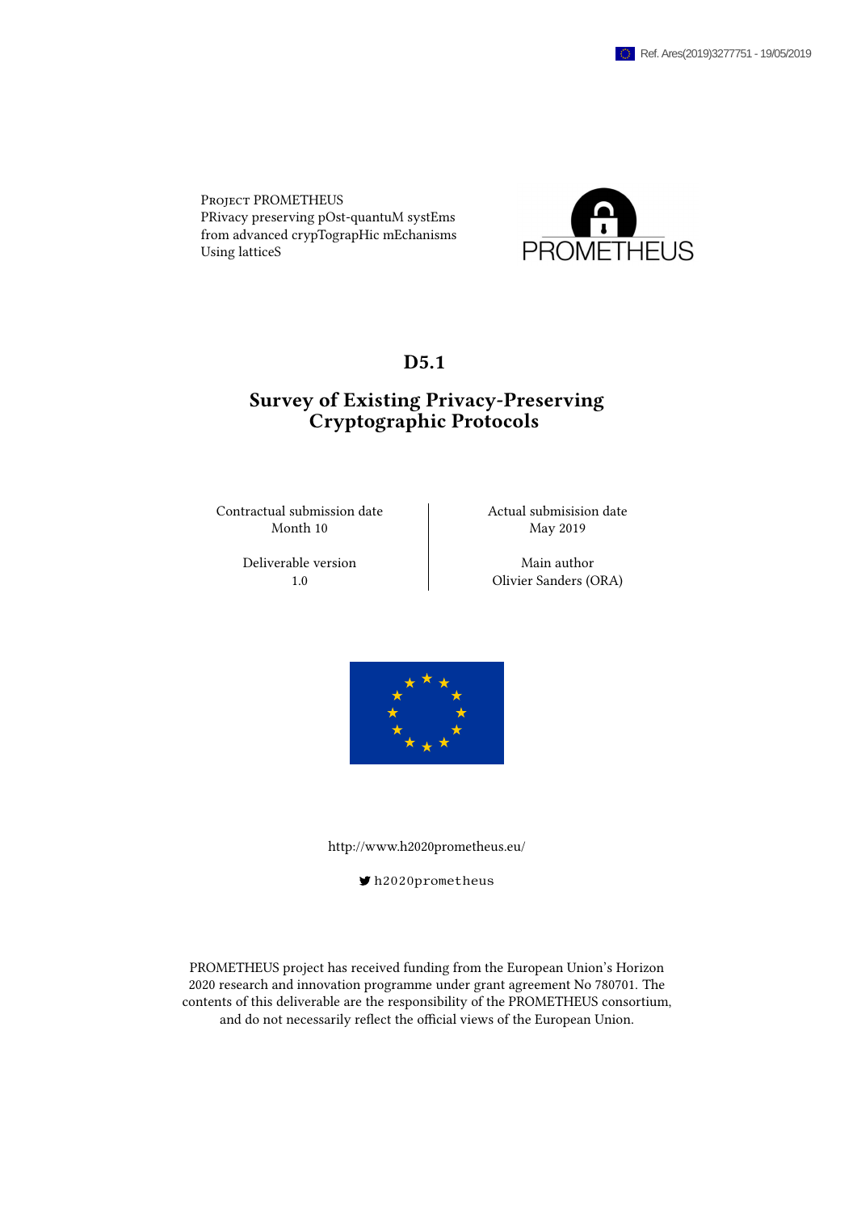Ref. Ares(2019)3277751 - 19/05/2019

Project PROMETHEUS
PRivacy preserving pOst-quantuM systEms
from advanced crypTograpHic mEchanisms
Using latticeS

PROMETHEUS

# D5.1

# Survey of Existing Privacy-Preserving Cryptographic Protocols

| Contractual submission date | Actual submisision date |
|---|---|
| Month 10 | May 2019 |
| **Deliverable version** | **Main author** |
| 1.0 | Olivier Sanders (ORA) |

http://www.h2020prometheus.eu/

h2020prometheus

PROMETHEUS project has received funding from the European Union's Horizon 2020 research and innovation programme under grant agreement No 780701. The contents of this deliverable are the responsibility of the PROMETHEUS consortium, and do not necessarily reflect the official views of the European Union.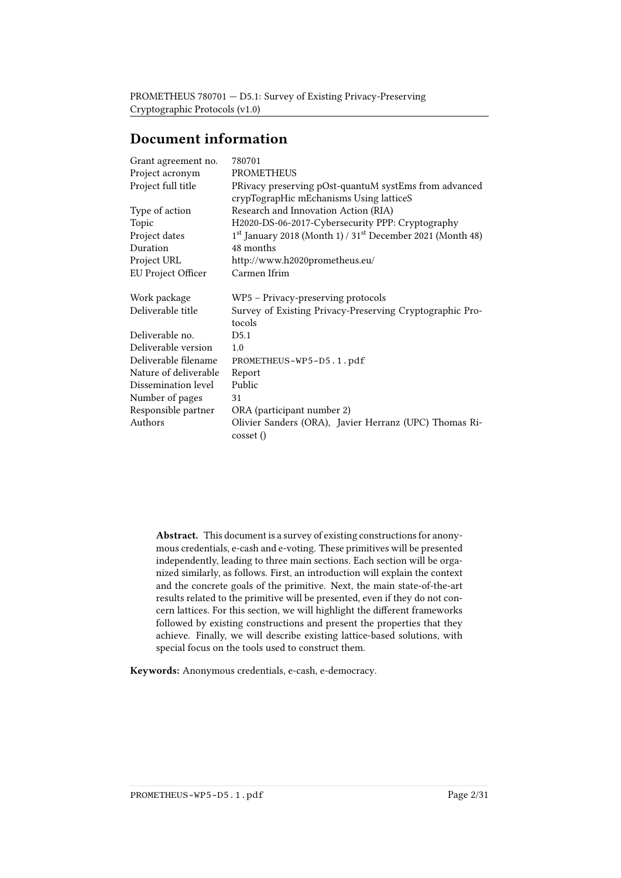# Document information

| | |
|---|---|
| Grant agreement no. | 780701 |
| Project acronym | PROMETHEUS |
| Project full title | PRivacy preserving pOst-quantuM systEms from advanced crypTograpHic mEchanisms Using latticeS |
| Type of action | Research and Innovation Action (RIA) |
| Topic | H2020-DS-06-2017-Cybersecurity PPP: Cryptography |
| Project dates | 1st January 2018 (Month 1) / 31st December 2021 (Month 48) |
| Duration | 48 months |
| Project URL | http://www.h2020prometheus.eu/ |
| EU Project Officer | Carmen Ifrim |
| | |
| Work package | WP5 – Privacy-preserving protocols |
| Deliverable title | Survey of Existing Privacy-Preserving Cryptographic Protocols |
| Deliverable no. | D5.1 |
| Deliverable version | 1.0 |
| Deliverable filename | PROMETHEUS-WP5-D5.1.pdf |
| Nature of deliverable | Report |
| Dissemination level | Public |
| Number of pages | 31 |
| Responsible partner | ORA (participant number 2) |
| Authors | Olivier Sanders (ORA), Javier Herranz (UPC) Thomas Ricosset () |

**Abstract.** This document is a survey of existing constructions for anonymous credentials, e-cash and e-voting. These primitives will be presented independently, leading to three main sections. Each section will be organized similarly, as follows. First, an introduction will explain the context and the concrete goals of the primitive. Next, the main state-of-the-art results related to the primitive will be presented, even if they do not concern lattices. For this section, we will highlight the different frameworks followed by existing constructions and present the properties that they achieve. Finally, we will describe existing lattice-based solutions, with special focus on the tools used to construct them.

**Keywords:** Anonymous credentials, e-cash, e-democracy.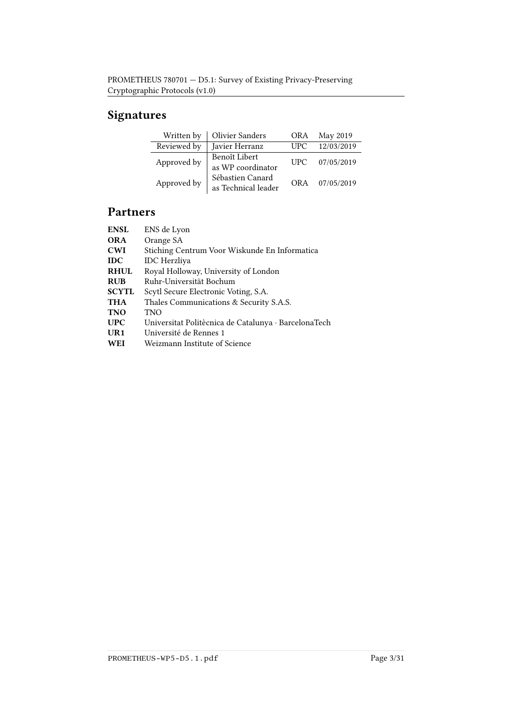## Signatures

| | | | |
|---|---|---|---|
| Written by | Olivier Sanders | ORA | May 2019 |
| Reviewed by | Javier Herranz | UPC | 12/03/2019 |
| Approved by | Benoît Libert as WP coordinator | UPC | 07/05/2019 |
| Approved by | Sébastien Canard as Technical leader | ORA | 07/05/2019 |

## Partners

| | |
|---|---|
| **ENSL** | ENS de Lyon |
| **ORA** | Orange SA |
| **CWI** | Stiching Centrum Voor Wiskunde En Informatica |
| **IDC** | IDC Herzliya |
| **RHUL** | Royal Holloway, University of London |
| **RUB** | Ruhr-Universität Bochum |
| **SCYTL** | Scytl Secure Electronic Voting, S.A. |
| **THA** | Thales Communications & Security S.A.S. |
| **TNO** | TNO |
| **UPC** | Universitat Politècnica de Catalunya · BarcelonaTech |
| **UR1** | Université de Rennes 1 |
| **WEI** | Weizmann Institute of Science |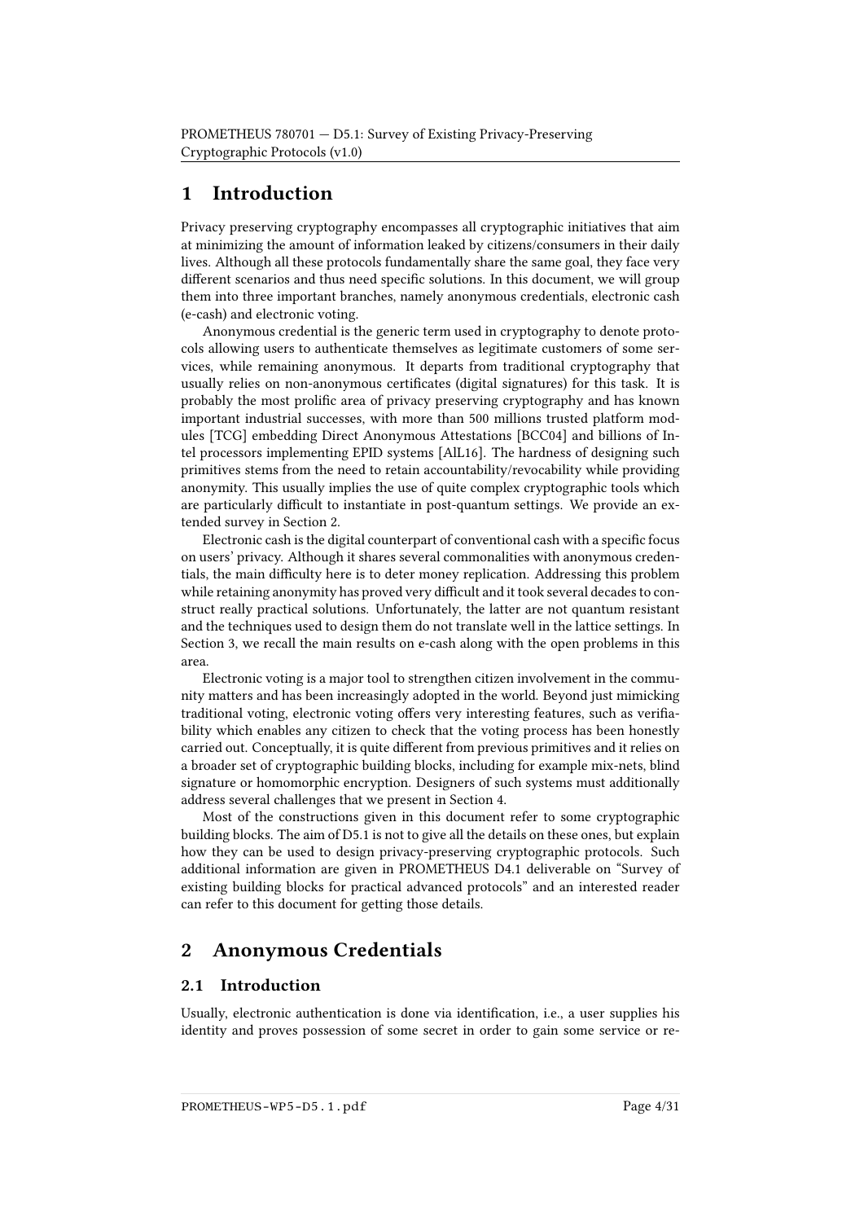# 1 Introduction

Privacy preserving cryptography encompasses all cryptographic initiatives that aim at minimizing the amount of information leaked by citizens/consumers in their daily lives. Although all these protocols fundamentally share the same goal, they face very different scenarios and thus need specific solutions. In this document, we will group them into three important branches, namely anonymous credentials, electronic cash (e-cash) and electronic voting.

Anonymous credential is the generic term used in cryptography to denote protocols allowing users to authenticate themselves as legitimate customers of some services, while remaining anonymous. It departs from traditional cryptography that usually relies on non-anonymous certificates (digital signatures) for this task. It is probably the most prolific area of privacy preserving cryptography and has known important industrial successes, with more than 500 millions trusted platform modules [TCG] embedding Direct Anonymous Attestations [BCC04] and billions of Intel processors implementing EPID systems [AlL16]. The hardness of designing such primitives stems from the need to retain accountability/revocability while providing anonymity. This usually implies the use of quite complex cryptographic tools which are particularly difficult to instantiate in post-quantum settings. We provide an extended survey in Section 2.

Electronic cash is the digital counterpart of conventional cash with a specific focus on users' privacy. Although it shares several commonalities with anonymous credentials, the main difficulty here is to deter money replication. Addressing this problem while retaining anonymity has proved very difficult and it took several decades to construct really practical solutions. Unfortunately, the latter are not quantum resistant and the techniques used to design them do not translate well in the lattice settings. In Section 3, we recall the main results on e-cash along with the open problems in this area.

Electronic voting is a major tool to strengthen citizen involvement in the community matters and has been increasingly adopted in the world. Beyond just mimicking traditional voting, electronic voting offers very interesting features, such as verifiability which enables any citizen to check that the voting process has been honestly carried out. Conceptually, it is quite different from previous primitives and it relies on a broader set of cryptographic building blocks, including for example mix-nets, blind signature or homomorphic encryption. Designers of such systems must additionally address several challenges that we present in Section 4.

Most of the constructions given in this document refer to some cryptographic building blocks. The aim of D5.1 is not to give all the details on these ones, but explain how they can be used to design privacy-preserving cryptographic protocols. Such additional information are given in PROMETHEUS D4.1 deliverable on "Survey of existing building blocks for practical advanced protocols" and an interested reader can refer to this document for getting those details.

# 2 Anonymous Credentials

## 2.1 Introduction

Usually, electronic authentication is done via identification, i.e., a user supplies his identity and proves possession of some secret in order to gain some service or re-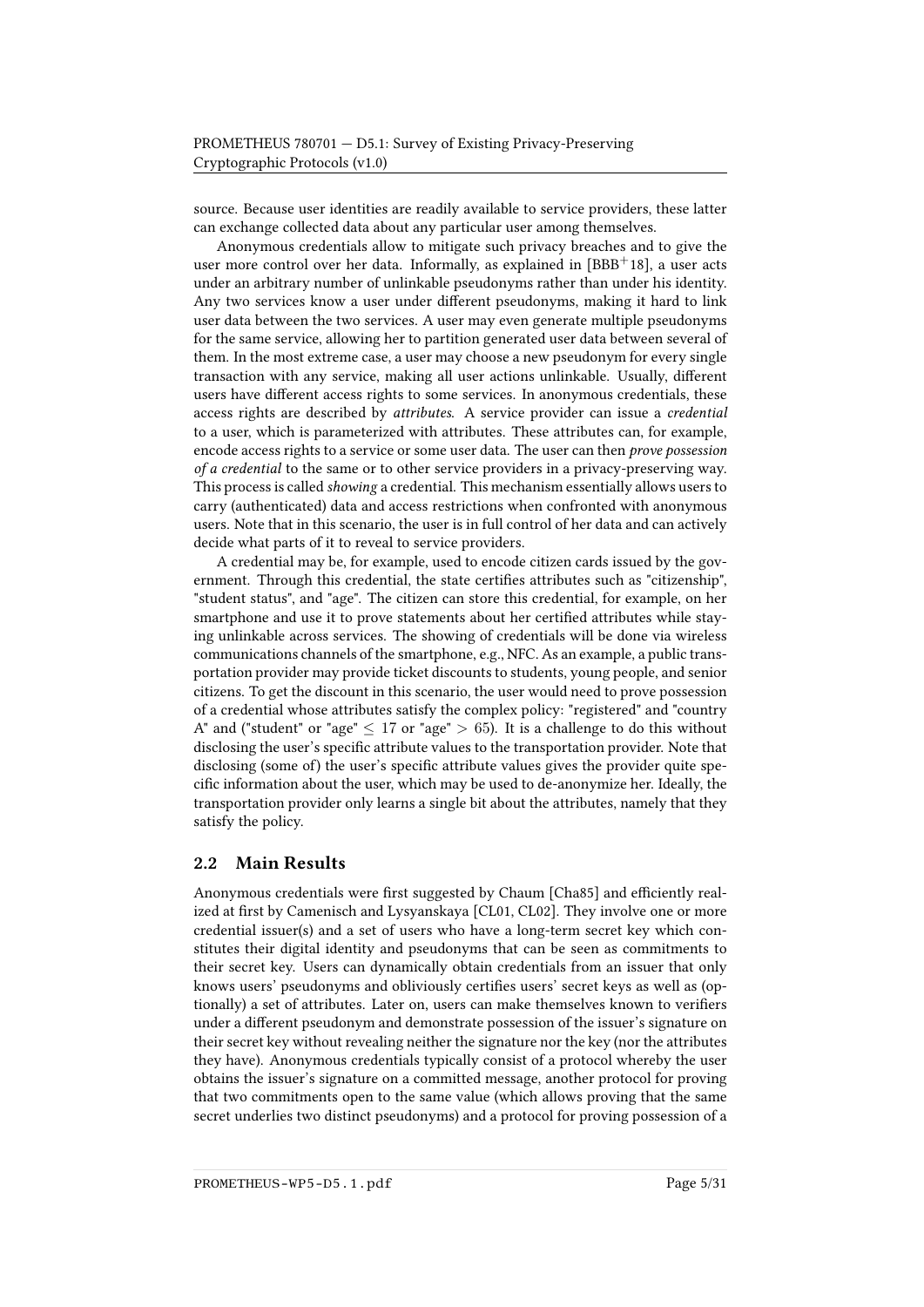source. Because user identities are readily available to service providers, these latter can exchange collected data about any particular user among themselves.

Anonymous credentials allow to mitigate such privacy breaches and to give the user more control over her data. Informally, as explained in [BBB$^{+}$18], a user acts under an arbitrary number of unlinkable pseudonyms rather than under his identity. Any two services know a user under different pseudonyms, making it hard to link user data between the two services. A user may even generate multiple pseudonyms for the same service, allowing her to partition generated user data between several of them. In the most extreme case, a user may choose a new pseudonym for every single transaction with any service, making all user actions unlinkable. Usually, different users have different access rights to some services. In anonymous credentials, these access rights are described by *attributes*. A service provider can issue a *credential* to a user, which is parameterized with attributes. These attributes can, for example, encode access rights to a service or some user data. The user can then *prove possession of a credential* to the same or to other service providers in a privacy-preserving way. This process is called *showing* a credential. This mechanism essentially allows users to carry (authenticated) data and access restrictions when confronted with anonymous users. Note that in this scenario, the user is in full control of her data and can actively decide what parts of it to reveal to service providers.

A credential may be, for example, used to encode citizen cards issued by the government. Through this credential, the state certifies attributes such as "citizenship", "student status", and "age". The citizen can store this credential, for example, on her smartphone and use it to prove statements about her certified attributes while staying unlinkable across services. The showing of credentials will be done via wireless communications channels of the smartphone, e.g., NFC. As an example, a public transportation provider may provide ticket discounts to students, young people, and senior citizens. To get the discount in this scenario, the user would need to prove possession of a credential whose attributes satisfy the complex policy: "registered" and "country A" and ("student" or "age" $\leq 17$ or "age" $> 65$). It is a challenge to do this without disclosing the user's specific attribute values to the transportation provider. Note that disclosing (some of) the user's specific attribute values gives the provider quite specific information about the user, which may be used to de-anonymize her. Ideally, the transportation provider only learns a single bit about the attributes, namely that they satisfy the policy.

## 2.2 Main Results

Anonymous credentials were first suggested by Chaum [Cha85] and efficiently realized at first by Camenisch and Lysyanskaya [CL01, CL02]. They involve one or more credential issuer(s) and a set of users who have a long-term secret key which constitutes their digital identity and pseudonyms that can be seen as commitments to their secret key. Users can dynamically obtain credentials from an issuer that only knows users' pseudonyms and obliviously certifies users' secret keys as well as (optionally) a set of attributes. Later on, users can make themselves known to verifiers under a different pseudonym and demonstrate possession of the issuer's signature on their secret key without revealing neither the signature nor the key (nor the attributes they have). Anonymous credentials typically consist of a protocol whereby the user obtains the issuer's signature on a committed message, another protocol for proving that two commitments open to the same value (which allows proving that the same secret underlies two distinct pseudonyms) and a protocol for proving possession of a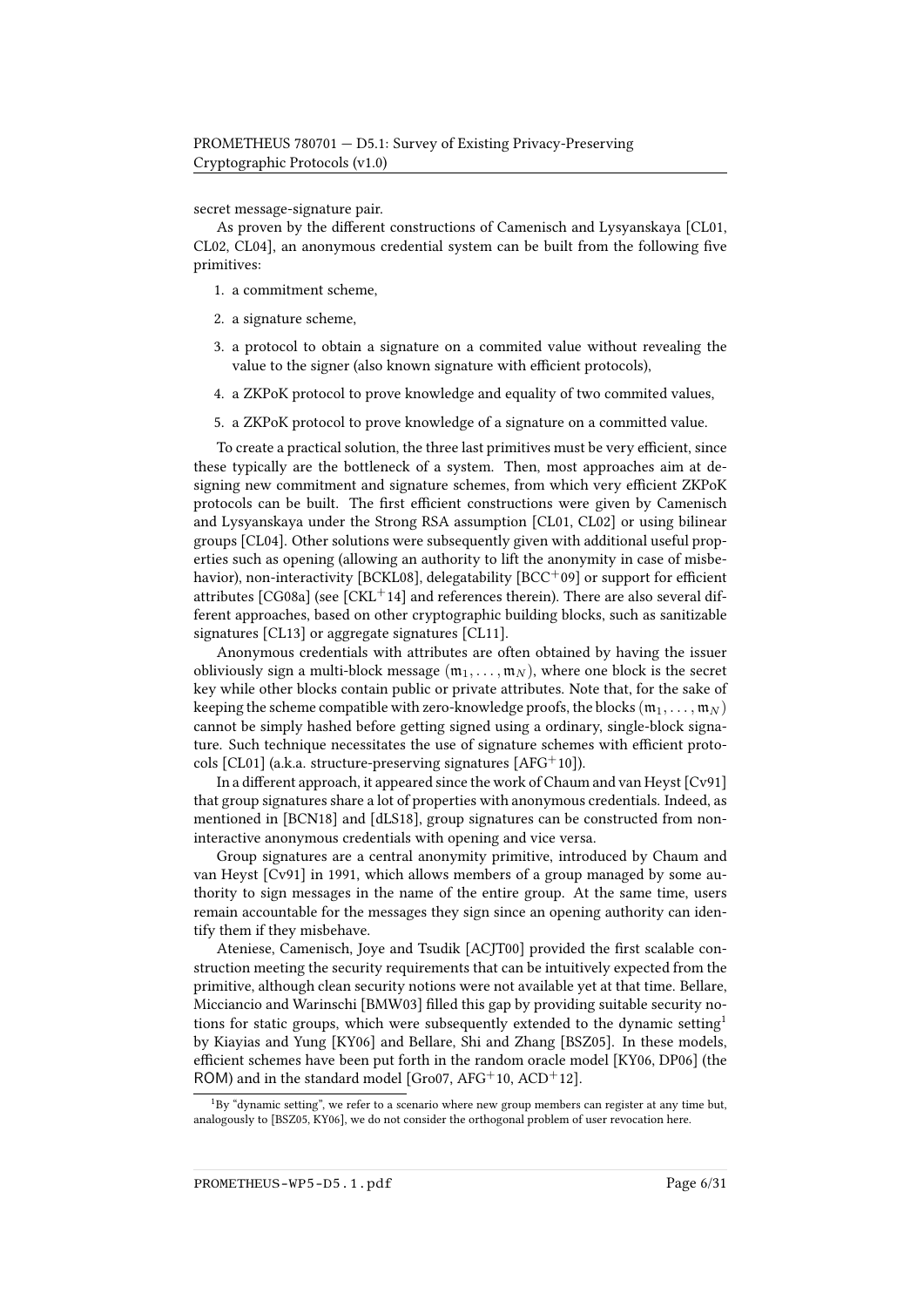secret message-signature pair.

As proven by the different constructions of Camenisch and Lysyanskaya [CL01, CL02, CL04], an anonymous credential system can be built from the following five primitives:

1. a commitment scheme,
2. a signature scheme,
3. a protocol to obtain a signature on a commited value without revealing the value to the signer (also known signature with efficient protocols),
4. a ZKPoK protocol to prove knowledge and equality of two commited values,
5. a ZKPoK protocol to prove knowledge of a signature on a committed value.

To create a practical solution, the three last primitives must be very efficient, since these typically are the bottleneck of a system. Then, most approaches aim at designing new commitment and signature schemes, from which very efficient ZKPoK protocols can be built. The first efficient constructions were given by Camenisch and Lysyanskaya under the Strong RSA assumption [CL01, CL02] or using bilinear groups [CL04]. Other solutions were subsequently given with additional useful properties such as opening (allowing an authority to lift the anonymity in case of misbehavior), non-interactivity [BCKL08], delegatability [BCC$^+$09] or support for efficient attributes [CG08a] (see [CKL$^+$14] and references therein). There are also several different approaches, based on other cryptographic building blocks, such as sanitizable signatures [CL13] or aggregate signatures [CL11].

Anonymous credentials with attributes are often obtained by having the issuer obliviously sign a multi-block message $(\mathfrak{m}_1, \ldots, \mathfrak{m}_N)$, where one block is the secret key while other blocks contain public or private attributes. Note that, for the sake of keeping the scheme compatible with zero-knowledge proofs, the blocks $(\mathfrak{m}_1, \ldots, \mathfrak{m}_N)$ cannot be simply hashed before getting signed using a ordinary, single-block signature. Such technique necessitates the use of signature schemes with efficient protocols [CL01] (a.k.a. structure-preserving signatures [AFG$^+$10]).

In a different approach, it appeared since the work of Chaum and van Heyst [Cv91] that group signatures share a lot of properties with anonymous credentials. Indeed, as mentioned in [BCN18] and [dLS18], group signatures can be constructed from non-interactive anonymous credentials with opening and vice versa.

Group signatures are a central anonymity primitive, introduced by Chaum and van Heyst [Cv91] in 1991, which allows members of a group managed by some authority to sign messages in the name of the entire group. At the same time, users remain accountable for the messages they sign since an opening authority can identify them if they misbehave.

Ateniese, Camenisch, Joye and Tsudik [ACJT00] provided the first scalable construction meeting the security requirements that can be intuitively expected from the primitive, although clean security notions were not available yet at that time. Bellare, Micciancio and Warinschi [BMW03] filled this gap by providing suitable security notions for static groups, which were subsequently extended to the dynamic setting[1] by Kiayias and Yung [KY06] and Bellare, Shi and Zhang [BSZ05]. In these models, efficient schemes have been put forth in the random oracle model [KY06, DP06] (the ROM) and in the standard model [Gro07, AFG$^+$10, ACD$^+$12].

[1] By "dynamic setting", we refer to a scenario where new group members can register at any time but, analogously to [BSZ05, KY06], we do not consider the orthogonal problem of user revocation here.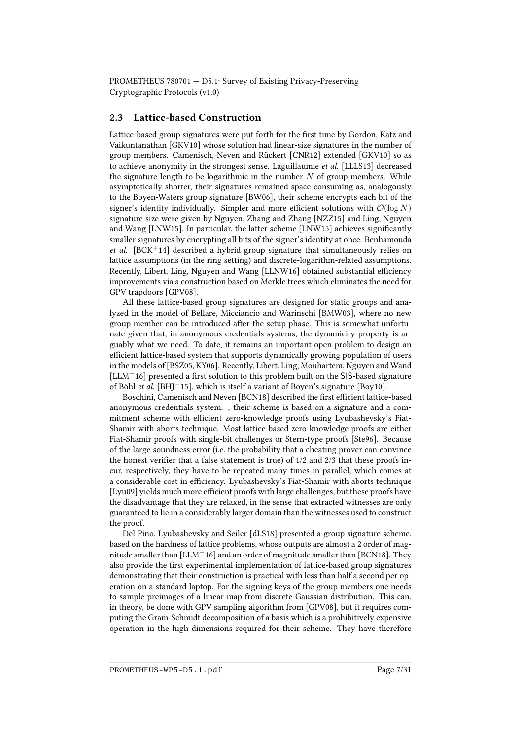## 2.3 Lattice-based Construction

Lattice-based group signatures were put forth for the first time by Gordon, Katz and Vaikuntanathan [GKV10] whose solution had linear-size signatures in the number of group members. Camenisch, Neven and Rückert [CNR12] extended [GKV10] so as to achieve anonymity in the strongest sense. Laguillaumie *et al.* [LLLS13] decreased the signature length to be logarithmic in the number $N$ of group members. While asymptotically shorter, their signatures remained space-consuming as, analogously to the Boyen-Waters group signature [BW06], their scheme encrypts each bit of the signer's identity individually. Simpler and more efficient solutions with $\mathcal{O}(\log N)$ signature size were given by Nguyen, Zhang and Zhang [NZZ15] and Ling, Nguyen and Wang [LNW15]. In particular, the latter scheme [LNW15] achieves significantly smaller signatures by encrypting all bits of the signer's identity at once. Benhamouda *et al.* [BCK+14] described a hybrid group signature that simultaneously relies on lattice assumptions (in the ring setting) and discrete-logarithm-related assumptions. Recently, Libert, Ling, Nguyen and Wang [LLNW16] obtained substantial efficiency improvements via a construction based on Merkle trees which eliminates the need for GPV trapdoors [GPV08].

All these lattice-based group signatures are designed for static groups and analyzed in the model of Bellare, Micciancio and Warinschi [BMW03], where no new group member can be introduced after the setup phase. This is somewhat unfortunate given that, in anonymous credentials systems, the dynamicity property is arguably what we need. To date, it remains an important open problem to design an efficient lattice-based system that supports dynamically growing population of users in the models of [BSZ05, KY06]. Recently, Libert, Ling, Mouhartem, Nguyen and Wand [LLM+16] presented a first solution to this problem built on the SIS-based signature of Böhl *et al.* [BHJ+15], which is itself a variant of Boyen's signature [Boy10].

Boschini, Camenisch and Neven [BCN18] described the first efficient lattice-based anonymous credentials system. , their scheme is based on a signature and a commitment scheme with efficient zero-knowledge proofs using Lyubashevsky's Fiat-Shamir with aborts technique. Most lattice-based zero-knowledge proofs are either Fiat-Shamir proofs with single-bit challenges or Stern-type proofs [Ste96]. Because of the large soundness error (i.e. the probability that a cheating prover can convince the honest verifier that a false statement is true) of 1/2 and 2/3 that these proofs incur, respectively, they have to be repeated many times in parallel, which comes at a considerable cost in efficiency. Lyubashevsky's Fiat-Shamir with aborts technique [Lyu09] yields much more efficient proofs with large challenges, but these proofs have the disadvantage that they are relaxed, in the sense that extracted witnesses are only guaranteed to lie in a considerably larger domain than the witnesses used to construct the proof.

Del Pino, Lyubashevsky and Seiler [dLS18] presented a group signature scheme, based on the hardness of lattice problems, whose outputs are almost a 2 order of magnitude smaller than [LLM+16] and an order of magnitude smaller than [BCN18]. They also provide the first experimental implementation of lattice-based group signatures demonstrating that their construction is practical with less than half a second per operation on a standard laptop. For the signing keys of the group members one needs to sample preimages of a linear map from discrete Gaussian distribution. This can, in theory, be done with GPV sampling algorithm from [GPV08], but it requires computing the Gram-Schmidt decomposition of a basis which is a prohibitively expensive operation in the high dimensions required for their scheme. They have therefore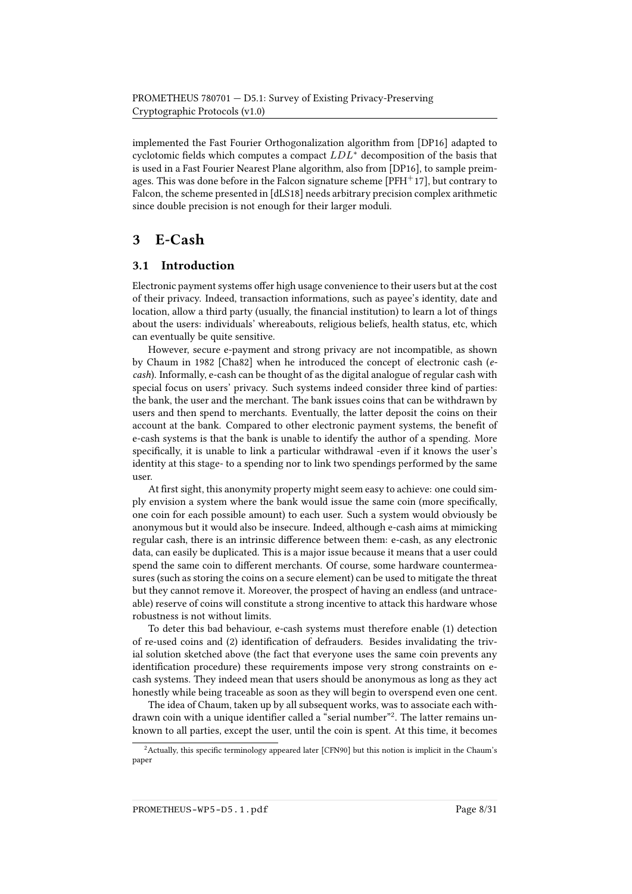implemented the Fast Fourier Orthogonalization algorithm from [DP16] adapted to cyclotomic fields which computes a compact $LDL^*$ decomposition of the basis that is used in a Fast Fourier Nearest Plane algorithm, also from [DP16], to sample preimages. This was done before in the Falcon signature scheme [PFH$^+$17], but contrary to Falcon, the scheme presented in [dLS18] needs arbitrary precision complex arithmetic since double precision is not enough for their larger moduli.

# 3 E-Cash

## 3.1 Introduction

Electronic payment systems offer high usage convenience to their users but at the cost of their privacy. Indeed, transaction informations, such as payee's identity, date and location, allow a third party (usually, the financial institution) to learn a lot of things about the users: individuals' whereabouts, religious beliefs, health status, etc, which can eventually be quite sensitive.

However, secure e-payment and strong privacy are not incompatible, as shown by Chaum in 1982 [Cha82] when he introduced the concept of electronic cash (*e-cash*). Informally, e-cash can be thought of as the digital analogue of regular cash with special focus on users' privacy. Such systems indeed consider three kind of parties: the bank, the user and the merchant. The bank issues coins that can be withdrawn by users and then spend to merchants. Eventually, the latter deposit the coins on their account at the bank. Compared to other electronic payment systems, the benefit of e-cash systems is that the bank is unable to identify the author of a spending. More specifically, it is unable to link a particular withdrawal -even if it knows the user's identity at this stage- to a spending nor to link two spendings performed by the same user.

At first sight, this anonymity property might seem easy to achieve: one could simply envision a system where the bank would issue the same coin (more specifically, one coin for each possible amount) to each user. Such a system would obviously be anonymous but it would also be insecure. Indeed, although e-cash aims at mimicking regular cash, there is an intrinsic difference between them: e-cash, as any electronic data, can easily be duplicated. This is a major issue because it means that a user could spend the same coin to different merchants. Of course, some hardware countermeasures (such as storing the coins on a secure element) can be used to mitigate the threat but they cannot remove it. Moreover, the prospect of having an endless (and untraceable) reserve of coins will constitute a strong incentive to attack this hardware whose robustness is not without limits.

To deter this bad behaviour, e-cash systems must therefore enable (1) detection of re-used coins and (2) identification of defrauders. Besides invalidating the trivial solution sketched above (the fact that everyone uses the same coin prevents any identification procedure) these requirements impose very strong constraints on e-cash systems. They indeed mean that users should be anonymous as long as they act honestly while being traceable as soon as they will begin to overspend even one cent.

The idea of Chaum, taken up by all subsequent works, was to associate each withdrawn coin with a unique identifier called a "serial number"[2]. The latter remains unknown to all parties, except the user, until the coin is spent. At this time, it becomes

[2]Actually, this specific terminology appeared later [CFN90] but this notion is implicit in the Chaum's paper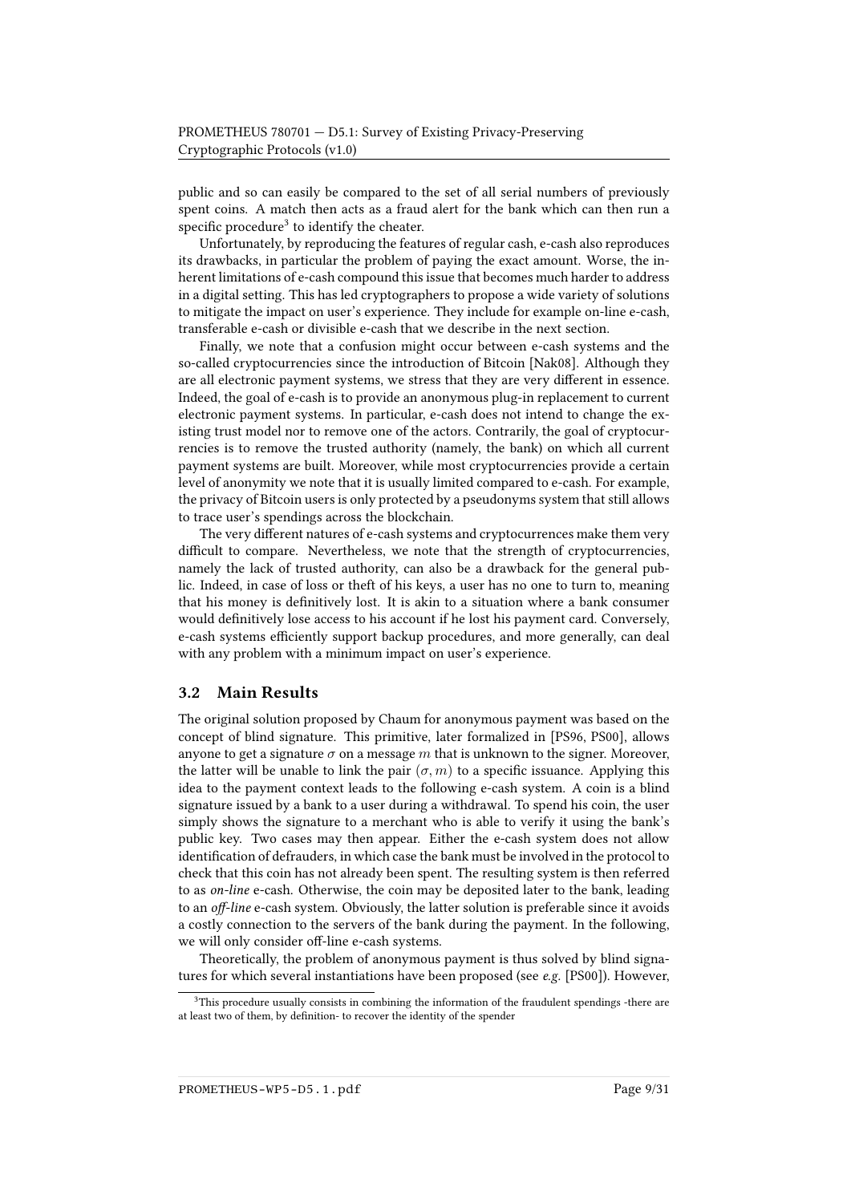public and so can easily be compared to the set of all serial numbers of previously spent coins. A match then acts as a fraud alert for the bank which can then run a specific procedure[3] to identify the cheater.

Unfortunately, by reproducing the features of regular cash, e-cash also reproduces its drawbacks, in particular the problem of paying the exact amount. Worse, the inherent limitations of e-cash compound this issue that becomes much harder to address in a digital setting. This has led cryptographers to propose a wide variety of solutions to mitigate the impact on user's experience. They include for example on-line e-cash, transferable e-cash or divisible e-cash that we describe in the next section.

Finally, we note that a confusion might occur between e-cash systems and the so-called cryptocurrencies since the introduction of Bitcoin [Nak08]. Although they are all electronic payment systems, we stress that they are very different in essence. Indeed, the goal of e-cash is to provide an anonymous plug-in replacement to current electronic payment systems. In particular, e-cash does not intend to change the existing trust model nor to remove one of the actors. Contrarily, the goal of cryptocurrencies is to remove the trusted authority (namely, the bank) on which all current payment systems are built. Moreover, while most cryptocurrencies provide a certain level of anonymity we note that it is usually limited compared to e-cash. For example, the privacy of Bitcoin users is only protected by a pseudonyms system that still allows to trace user's spendings across the blockchain.

The very different natures of e-cash systems and cryptocurrences make them very difficult to compare. Nevertheless, we note that the strength of cryptocurrencies, namely the lack of trusted authority, can also be a drawback for the general public. Indeed, in case of loss or theft of his keys, a user has no one to turn to, meaning that his money is definitively lost. It is akin to a situation where a bank consumer would definitively lose access to his account if he lost his payment card. Conversely, e-cash systems efficiently support backup procedures, and more generally, can deal with any problem with a minimum impact on user's experience.

## 3.2 Main Results

The original solution proposed by Chaum for anonymous payment was based on the concept of blind signature. This primitive, later formalized in [PS96, PS00], allows anyone to get a signature $\sigma$ on a message $m$ that is unknown to the signer. Moreover, the latter will be unable to link the pair $(\sigma, m)$ to a specific issuance. Applying this idea to the payment context leads to the following e-cash system. A coin is a blind signature issued by a bank to a user during a withdrawal. To spend his coin, the user simply shows the signature to a merchant who is able to verify it using the bank's public key. Two cases may then appear. Either the e-cash system does not allow identification of defrauders, in which case the bank must be involved in the protocol to check that this coin has not already been spent. The resulting system is then referred to as *on-line* e-cash. Otherwise, the coin may be deposited later to the bank, leading to an *off-line* e-cash system. Obviously, the latter solution is preferable since it avoids a costly connection to the servers of the bank during the payment. In the following, we will only consider off-line e-cash systems.

Theoretically, the problem of anonymous payment is thus solved by blind signatures for which several instantiations have been proposed (see *e.g.* [PS00]). However,

[3] This procedure usually consists in combining the information of the fraudulent spendings -there are at least two of them, by definition- to recover the identity of the spender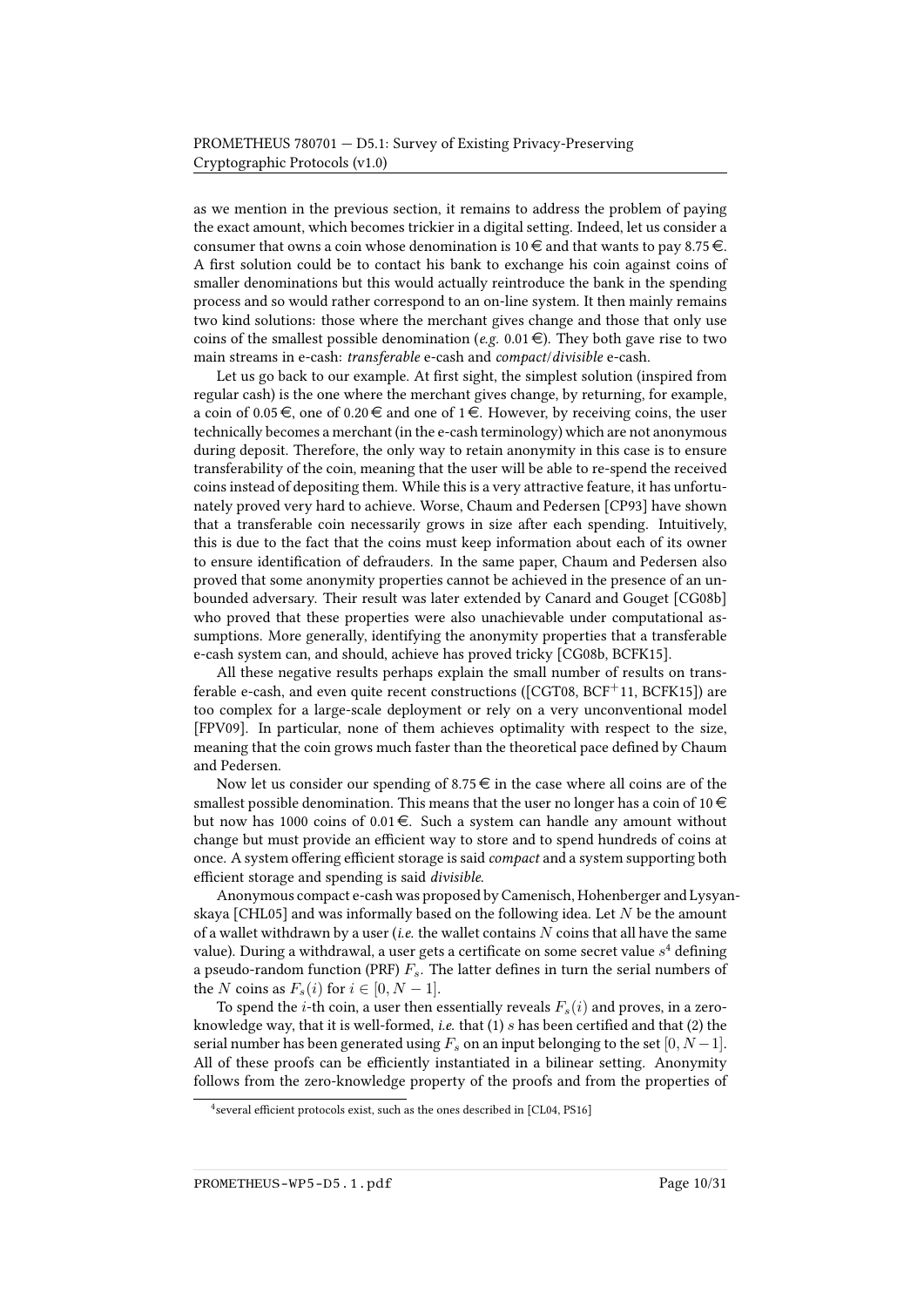as we mention in the previous section, it remains to address the problem of paying the exact amount, which becomes trickier in a digital setting. Indeed, let us consider a consumer that owns a coin whose denomination is 10 € and that wants to pay 8.75 €. A first solution could be to contact his bank to exchange his coin against coins of smaller denominations but this would actually reintroduce the bank in the spending process and so would rather correspond to an on-line system. It then mainly remains two kind solutions: those where the merchant gives change and those that only use coins of the smallest possible denomination (*e.g.* 0.01 €). They both gave rise to two main streams in e-cash: *transferable* e-cash and *compact/divisible* e-cash.

Let us go back to our example. At first sight, the simplest solution (inspired from regular cash) is the one where the merchant gives change, by returning, for example, a coin of 0.05 €, one of 0.20 € and one of 1 €. However, by receiving coins, the user technically becomes a merchant (in the e-cash terminology) which are not anonymous during deposit. Therefore, the only way to retain anonymity in this case is to ensure transferability of the coin, meaning that the user will be able to re-spend the received coins instead of depositing them. While this is a very attractive feature, it has unfortunately proved very hard to achieve. Worse, Chaum and Pedersen [CP93] have shown that a transferable coin necessarily grows in size after each spending. Intuitively, this is due to the fact that the coins must keep information about each of its owner to ensure identification of defrauders. In the same paper, Chaum and Pedersen also proved that some anonymity properties cannot be achieved in the presence of an unbounded adversary. Their result was later extended by Canard and Gouget [CG08b] who proved that these properties were also unachievable under computational assumptions. More generally, identifying the anonymity properties that a transferable e-cash system can, and should, achieve has proved tricky [CG08b, BCFK15].

All these negative results perhaps explain the small number of results on transferable e-cash, and even quite recent constructions ([CGT08, BCF$^+$11, BCFK15]) are too complex for a large-scale deployment or rely on a very unconventional model [FPV09]. In particular, none of them achieves optimality with respect to the size, meaning that the coin grows much faster than the theoretical pace defined by Chaum and Pedersen.

Now let us consider our spending of 8.75 € in the case where all coins are of the smallest possible denomination. This means that the user no longer has a coin of 10 € but now has 1000 coins of 0.01 €. Such a system can handle any amount without change but must provide an efficient way to store and to spend hundreds of coins at once. A system offering efficient storage is said *compact* and a system supporting both efficient storage and spending is said *divisible*.

Anonymous compact e-cash was proposed by Camenisch, Hohenberger and Lysyanskaya [CHL05] and was informally based on the following idea. Let $N$ be the amount of a wallet withdrawn by a user (*i.e.* the wallet contains $N$ coins that all have the same value). During a withdrawal, a user gets a certificate on some secret value $s$[4] defining a pseudo-random function (PRF) $F_s$. The latter defines in turn the serial numbers of the $N$ coins as $F_s(i)$ for $i \in [0, N-1]$.

To spend the $i$-th coin, a user then essentially reveals $F_s(i)$ and proves, in a zero-knowledge way, that it is well-formed, *i.e.* that (1) $s$ has been certified and that (2) the serial number has been generated using $F_s$ on an input belonging to the set $[0, N-1]$. All of these proofs can be efficiently instantiated in a bilinear setting. Anonymity follows from the zero-knowledge property of the proofs and from the properties of

[4] several efficient protocols exist, such as the ones described in [CL04, PS16]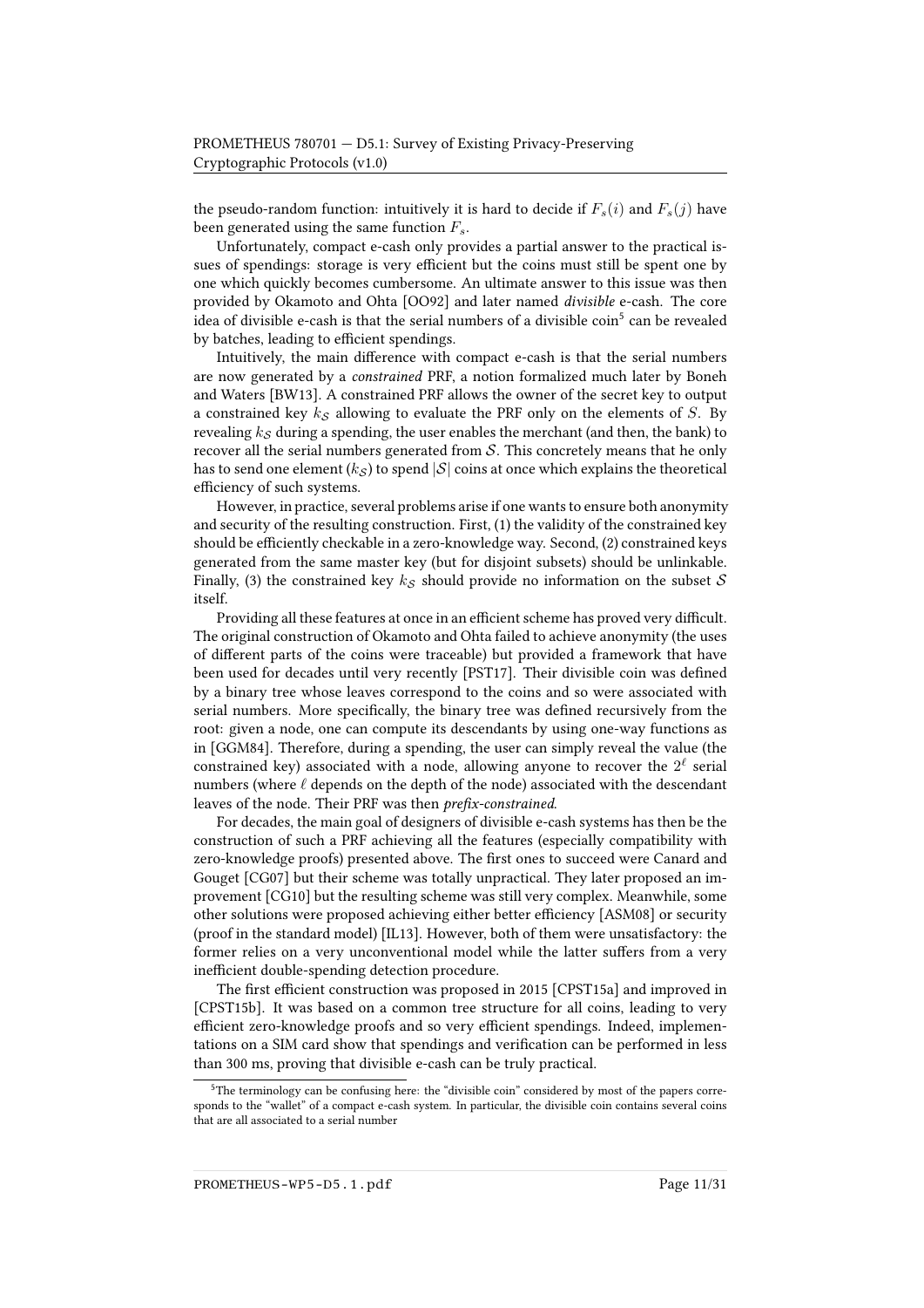the pseudo-random function: intuitively it is hard to decide if $F_s(i)$ and $F_s(j)$ have been generated using the same function $F_s$.

Unfortunately, compact e-cash only provides a partial answer to the practical issues of spendings: storage is very efficient but the coins must still be spent one by one which quickly becomes cumbersome. An ultimate answer to this issue was then provided by Okamoto and Ohta [OO92] and later named *divisible* e-cash. The core idea of divisible e-cash is that the serial numbers of a divisible coin[5] can be revealed by batches, leading to efficient spendings.

Intuitively, the main difference with compact e-cash is that the serial numbers are now generated by a *constrained* PRF, a notion formalized much later by Boneh and Waters [BW13]. A constrained PRF allows the owner of the secret key to output a constrained key $k_{\mathcal{S}}$ allowing to evaluate the PRF only on the elements of $S$. By revealing $k_{\mathcal{S}}$ during a spending, the user enables the merchant (and then, the bank) to recover all the serial numbers generated from $\mathcal{S}$. This concretely means that he only has to send one element ($k_{\mathcal{S}}$) to spend $|\mathcal{S}|$ coins at once which explains the theoretical efficiency of such systems.

However, in practice, several problems arise if one wants to ensure both anonymity and security of the resulting construction. First, (1) the validity of the constrained key should be efficiently checkable in a zero-knowledge way. Second, (2) constrained keys generated from the same master key (but for disjoint subsets) should be unlinkable. Finally, (3) the constrained key $k_{\mathcal{S}}$ should provide no information on the subset $\mathcal{S}$ itself.

Providing all these features at once in an efficient scheme has proved very difficult. The original construction of Okamoto and Ohta failed to achieve anonymity (the uses of different parts of the coins were traceable) but provided a framework that have been used for decades until very recently [PST17]. Their divisible coin was defined by a binary tree whose leaves correspond to the coins and so were associated with serial numbers. More specifically, the binary tree was defined recursively from the root: given a node, one can compute its descendants by using one-way functions as in [GGM84]. Therefore, during a spending, the user can simply reveal the value (the constrained key) associated with a node, allowing anyone to recover the $2^{\ell}$ serial numbers (where $\ell$ depends on the depth of the node) associated with the descendant leaves of the node. Their PRF was then *prefix-constrained*.

For decades, the main goal of designers of divisible e-cash systems has then be the construction of such a PRF achieving all the features (especially compatibility with zero-knowledge proofs) presented above. The first ones to succeed were Canard and Gouget [CG07] but their scheme was totally unpractical. They later proposed an improvement [CG10] but the resulting scheme was still very complex. Meanwhile, some other solutions were proposed achieving either better efficiency [ASM08] or security (proof in the standard model) [IL13]. However, both of them were unsatisfactory: the former relies on a very unconventional model while the latter suffers from a very inefficient double-spending detection procedure.

The first efficient construction was proposed in 2015 [CPST15a] and improved in [CPST15b]. It was based on a common tree structure for all coins, leading to very efficient zero-knowledge proofs and so very efficient spendings. Indeed, implementations on a SIM card show that spendings and verification can be performed in less than 300 ms, proving that divisible e-cash can be truly practical.

[5] The terminology can be confusing here: the "divisible coin" considered by most of the papers corresponds to the "wallet" of a compact e-cash system. In particular, the divisible coin contains several coins that are all associated to a serial number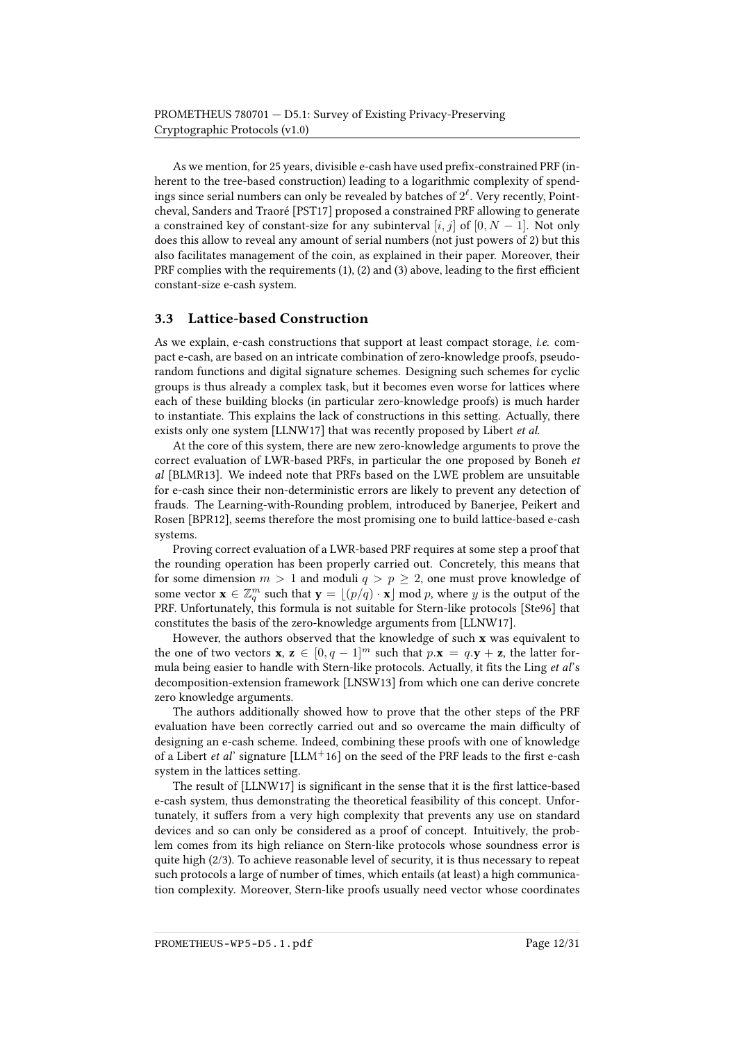As we mention, for 25 years, divisible e-cash have used prefix-constrained PRF (inherent to the tree-based construction) leading to a logarithmic complexity of spendings since serial numbers can only be revealed by batches of $2^\ell$. Very recently, Pointcheval, Sanders and Traoré [PST17] proposed a constrained PRF allowing to generate a constrained key of constant-size for any subinterval $[i, j]$ of $[0, N-1]$. Not only does this allow to reveal any amount of serial numbers (not just powers of 2) but this also facilitates management of the coin, as explained in their paper. Moreover, their PRF complies with the requirements (1), (2) and (3) above, leading to the first efficient constant-size e-cash system.

### 3.3 Lattice-based Construction

As we explain, e-cash constructions that support at least compact storage, *i.e.* compact e-cash, are based on an intricate combination of zero-knowledge proofs, pseudorandom functions and digital signature schemes. Designing such schemes for cyclic groups is thus already a complex task, but it becomes even worse for lattices where each of these building blocks (in particular zero-knowledge proofs) is much harder to instantiate. This explains the lack of constructions in this setting. Actually, there exists only one system [LLNW17] that was recently proposed by Libert *et al*.

At the core of this system, there are new zero-knowledge arguments to prove the correct evaluation of LWR-based PRFs, in particular the one proposed by Boneh *et al* [BLMR13]. We indeed note that PRFs based on the LWE problem are unsuitable for e-cash since their non-deterministic errors are likely to prevent any detection of frauds. The Learning-with-Rounding problem, introduced by Banerjee, Peikert and Rosen [BPR12], seems therefore the most promising one to build lattice-based e-cash systems.

Proving correct evaluation of a LWR-based PRF requires at some step a proof that the rounding operation has been properly carried out. Concretely, this means that for some dimension $m > 1$ and moduli $q > p \geq 2$, one must prove knowledge of some vector $\mathbf{x} \in \mathbb{Z}_q^m$ such that $\mathbf{y} = \lfloor (p/q) \cdot \mathbf{x} \rfloor \bmod p$, where $y$ is the output of the PRF. Unfortunately, this formula is not suitable for Stern-like protocols [Ste96] that constitutes the basis of the zero-knowledge arguments from [LLNW17].

However, the authors observed that the knowledge of such $\mathbf{x}$ was equivalent to the one of two vectors $\mathbf{x}$, $\mathbf{z} \in [0, q-1]^m$ such that $p.\mathbf{x} = q.\mathbf{y} + \mathbf{z}$, the latter formula being easier to handle with Stern-like protocols. Actually, it fits the Ling *et al*'s decomposition-extension framework [LNSW13] from which one can derive concrete zero knowledge arguments.

The authors additionally showed how to prove that the other steps of the PRF evaluation have been correctly carried out and so overcame the main difficulty of designing an e-cash scheme. Indeed, combining these proofs with one of knowledge of a Libert *et al*' signature [LLM+16] on the seed of the PRF leads to the first e-cash system in the lattices setting.

The result of [LLNW17] is significant in the sense that it is the first lattice-based e-cash system, thus demonstrating the theoretical feasibility of this concept. Unfortunately, it suffers from a very high complexity that prevents any use on standard devices and so can only be considered as a proof of concept. Intuitively, the problem comes from its high reliance on Stern-like protocols whose soundness error is quite high (2/3). To achieve reasonable level of security, it is thus necessary to repeat such protocols a large of number of times, which entails (at least) a high communication complexity. Moreover, Stern-like proofs usually need vector whose coordinates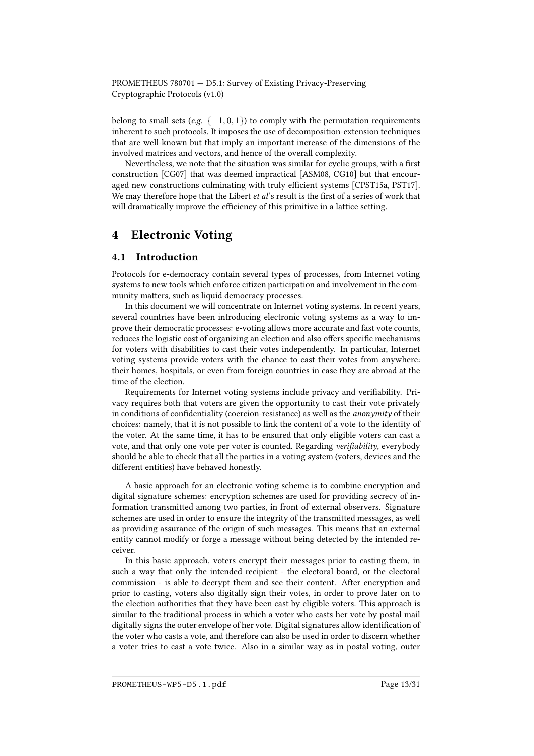belong to small sets (*e.g.* $\{-1, 0, 1\}$) to comply with the permutation requirements inherent to such protocols. It imposes the use of decomposition-extension techniques that are well-known but that imply an important increase of the dimensions of the involved matrices and vectors, and hence of the overall complexity.

Nevertheless, we note that the situation was similar for cyclic groups, with a first construction [CG07] that was deemed impractical [ASM08, CG10] but that encouraged new constructions culminating with truly efficient systems [CPST15a, PST17]. We may therefore hope that the Libert *et al*'s result is the first of a series of work that will dramatically improve the efficiency of this primitive in a lattice setting.

# 4 Electronic Voting

## 4.1 Introduction

Protocols for e-democracy contain several types of processes, from Internet voting systems to new tools which enforce citizen participation and involvement in the community matters, such as liquid democracy processes.

In this document we will concentrate on Internet voting systems. In recent years, several countries have been introducing electronic voting systems as a way to improve their democratic processes: e-voting allows more accurate and fast vote counts, reduces the logistic cost of organizing an election and also offers specific mechanisms for voters with disabilities to cast their votes independently. In particular, Internet voting systems provide voters with the chance to cast their votes from anywhere: their homes, hospitals, or even from foreign countries in case they are abroad at the time of the election.

Requirements for Internet voting systems include privacy and verifiability. Privacy requires both that voters are given the opportunity to cast their vote privately in conditions of confidentiality (coercion-resistance) as well as the *anonymity* of their choices: namely, that it is not possible to link the content of a vote to the identity of the voter. At the same time, it has to be ensured that only eligible voters can cast a vote, and that only one vote per voter is counted. Regarding *verifiability*, everybody should be able to check that all the parties in a voting system (voters, devices and the different entities) have behaved honestly.

A basic approach for an electronic voting scheme is to combine encryption and digital signature schemes: encryption schemes are used for providing secrecy of information transmitted among two parties, in front of external observers. Signature schemes are used in order to ensure the integrity of the transmitted messages, as well as providing assurance of the origin of such messages. This means that an external entity cannot modify or forge a message without being detected by the intended receiver.

In this basic approach, voters encrypt their messages prior to casting them, in such a way that only the intended recipient - the electoral board, or the electoral commission - is able to decrypt them and see their content. After encryption and prior to casting, voters also digitally sign their votes, in order to prove later on to the election authorities that they have been cast by eligible voters. This approach is similar to the traditional process in which a voter who casts her vote by postal mail digitally signs the outer envelope of her vote. Digital signatures allow identification of the voter who casts a vote, and therefore can also be used in order to discern whether a voter tries to cast a vote twice. Also in a similar way as in postal voting, outer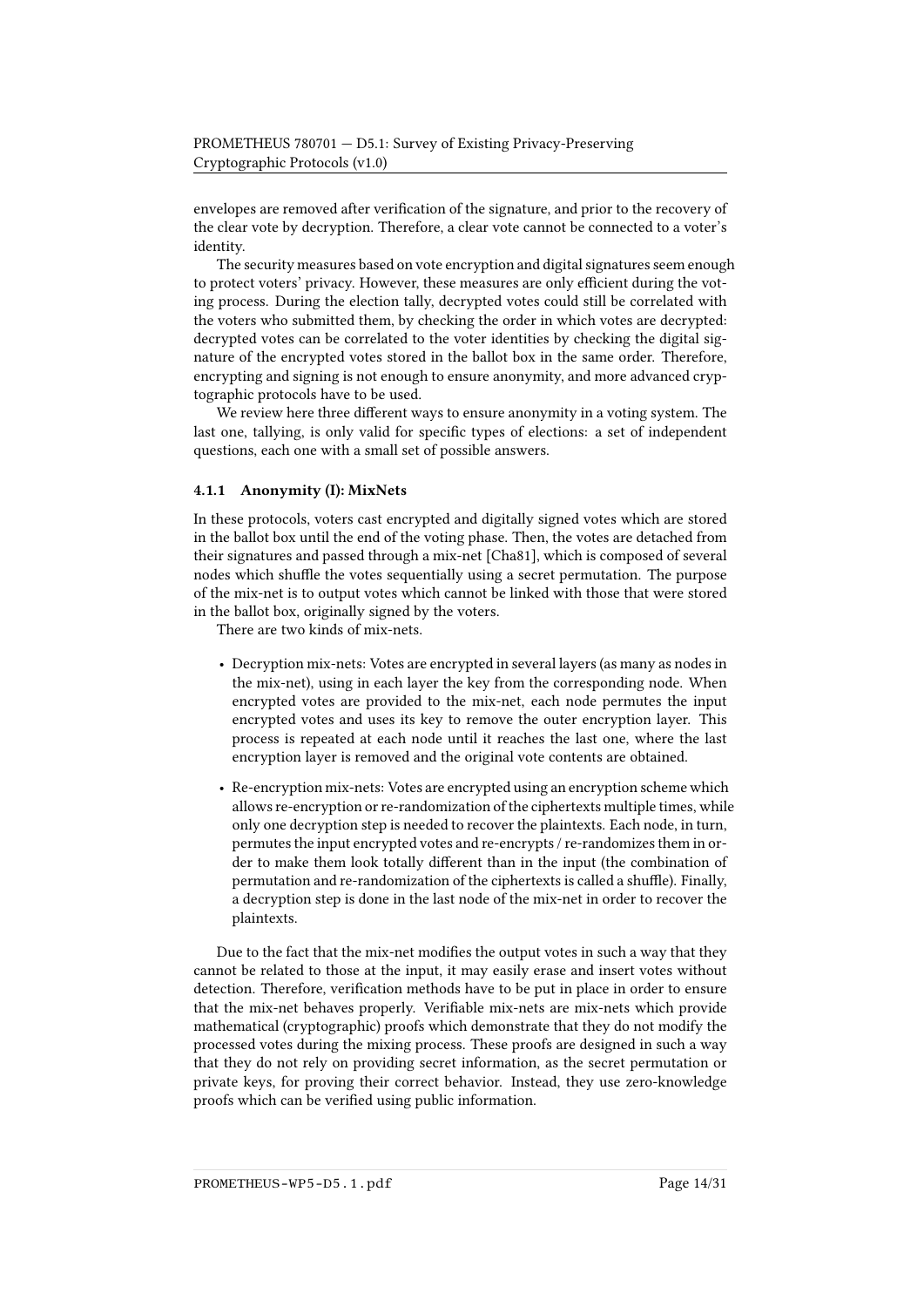envelopes are removed after verification of the signature, and prior to the recovery of the clear vote by decryption. Therefore, a clear vote cannot be connected to a voter's identity.

The security measures based on vote encryption and digital signatures seem enough to protect voters' privacy. However, these measures are only efficient during the voting process. During the election tally, decrypted votes could still be correlated with the voters who submitted them, by checking the order in which votes are decrypted: decrypted votes can be correlated to the voter identities by checking the digital signature of the encrypted votes stored in the ballot box in the same order. Therefore, encrypting and signing is not enough to ensure anonymity, and more advanced cryptographic protocols have to be used.

We review here three different ways to ensure anonymity in a voting system. The last one, tallying, is only valid for specific types of elections: a set of independent questions, each one with a small set of possible answers.

#### 4.1.1 Anonymity (I): MixNets

In these protocols, voters cast encrypted and digitally signed votes which are stored in the ballot box until the end of the voting phase. Then, the votes are detached from their signatures and passed through a mix-net [Cha81], which is composed of several nodes which shuffle the votes sequentially using a secret permutation. The purpose of the mix-net is to output votes which cannot be linked with those that were stored in the ballot box, originally signed by the voters.

There are two kinds of mix-nets.

- Decryption mix-nets: Votes are encrypted in several layers (as many as nodes in the mix-net), using in each layer the key from the corresponding node. When encrypted votes are provided to the mix-net, each node permutes the input encrypted votes and uses its key to remove the outer encryption layer. This process is repeated at each node until it reaches the last one, where the last encryption layer is removed and the original vote contents are obtained.
- Re-encryption mix-nets: Votes are encrypted using an encryption scheme which allows re-encryption or re-randomization of the ciphertexts multiple times, while only one decryption step is needed to recover the plaintexts. Each node, in turn, permutes the input encrypted votes and re-encrypts / re-randomizes them in order to make them look totally different than in the input (the combination of permutation and re-randomization of the ciphertexts is called a shuffle). Finally, a decryption step is done in the last node of the mix-net in order to recover the plaintexts.

Due to the fact that the mix-net modifies the output votes in such a way that they cannot be related to those at the input, it may easily erase and insert votes without detection. Therefore, verification methods have to be put in place in order to ensure that the mix-net behaves properly. Verifiable mix-nets are mix-nets which provide mathematical (cryptographic) proofs which demonstrate that they do not modify the processed votes during the mixing process. These proofs are designed in such a way that they do not rely on providing secret information, as the secret permutation or private keys, for proving their correct behavior. Instead, they use zero-knowledge proofs which can be verified using public information.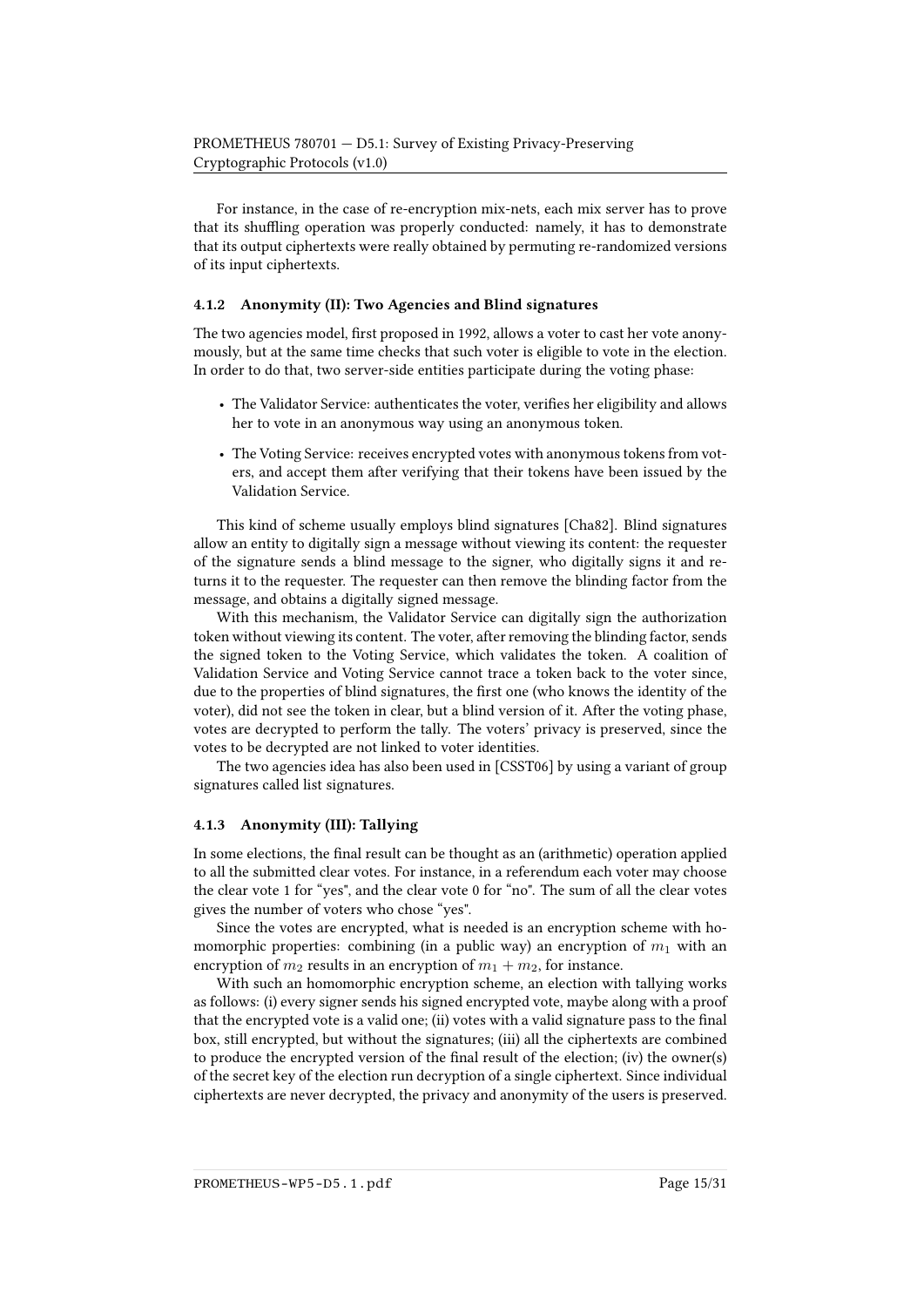For instance, in the case of re-encryption mix-nets, each mix server has to prove that its shuffling operation was properly conducted: namely, it has to demonstrate that its output ciphertexts were really obtained by permuting re-randomized versions of its input ciphertexts.

### 4.1.2 Anonymity (II): Two Agencies and Blind signatures

The two agencies model, first proposed in 1992, allows a voter to cast her vote anonymously, but at the same time checks that such voter is eligible to vote in the election. In order to do that, two server-side entities participate during the voting phase:

- The Validator Service: authenticates the voter, verifies her eligibility and allows her to vote in an anonymous way using an anonymous token.
- The Voting Service: receives encrypted votes with anonymous tokens from voters, and accept them after verifying that their tokens have been issued by the Validation Service.

This kind of scheme usually employs blind signatures [Cha82]. Blind signatures allow an entity to digitally sign a message without viewing its content: the requester of the signature sends a blind message to the signer, who digitally signs it and returns it to the requester. The requester can then remove the blinding factor from the message, and obtains a digitally signed message.

With this mechanism, the Validator Service can digitally sign the authorization token without viewing its content. The voter, after removing the blinding factor, sends the signed token to the Voting Service, which validates the token. A coalition of Validation Service and Voting Service cannot trace a token back to the voter since, due to the properties of blind signatures, the first one (who knows the identity of the voter), did not see the token in clear, but a blind version of it. After the voting phase, votes are decrypted to perform the tally. The voters' privacy is preserved, since the votes to be decrypted are not linked to voter identities.

The two agencies idea has also been used in [CSST06] by using a variant of group signatures called list signatures.

### 4.1.3 Anonymity (III): Tallying

In some elections, the final result can be thought as an (arithmetic) operation applied to all the submitted clear votes. For instance, in a referendum each voter may choose the clear vote 1 for "yes", and the clear vote 0 for "no". The sum of all the clear votes gives the number of voters who chose "yes".

Since the votes are encrypted, what is needed is an encryption scheme with homomorphic properties: combining (in a public way) an encryption of $m_1$ with an encryption of $m_2$ results in an encryption of $m_1 + m_2$, for instance.

With such an homomorphic encryption scheme, an election with tallying works as follows: (i) every signer sends his signed encrypted vote, maybe along with a proof that the encrypted vote is a valid one; (ii) votes with a valid signature pass to the final box, still encrypted, but without the signatures; (iii) all the ciphertexts are combined to produce the encrypted version of the final result of the election; (iv) the owner(s) of the secret key of the election run decryption of a single ciphertext. Since individual ciphertexts are never decrypted, the privacy and anonymity of the users is preserved.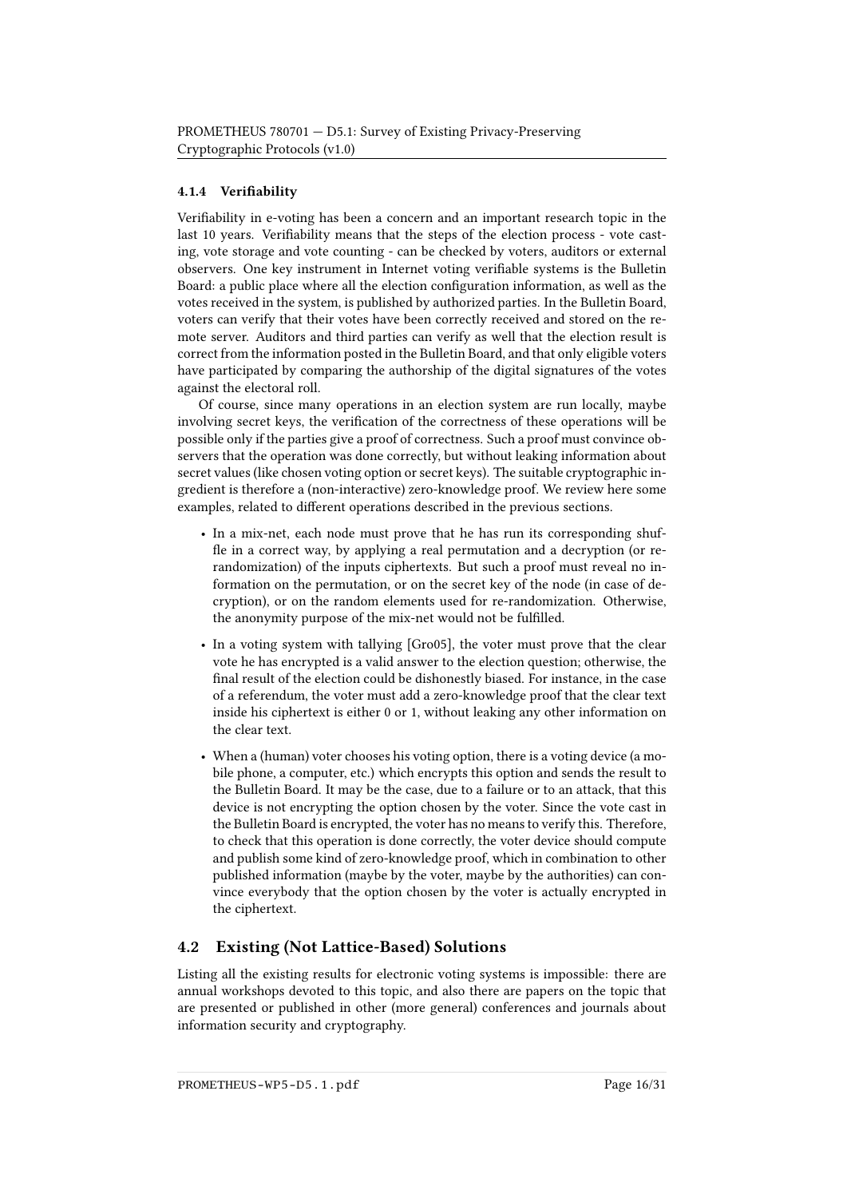#### 4.1.4 Verifiability

Verifiability in e-voting has been a concern and an important research topic in the last 10 years. Verifiability means that the steps of the election process - vote casting, vote storage and vote counting - can be checked by voters, auditors or external observers. One key instrument in Internet voting verifiable systems is the Bulletin Board: a public place where all the election configuration information, as well as the votes received in the system, is published by authorized parties. In the Bulletin Board, voters can verify that their votes have been correctly received and stored on the remote server. Auditors and third parties can verify as well that the election result is correct from the information posted in the Bulletin Board, and that only eligible voters have participated by comparing the authorship of the digital signatures of the votes against the electoral roll.

Of course, since many operations in an election system are run locally, maybe involving secret keys, the verification of the correctness of these operations will be possible only if the parties give a proof of correctness. Such a proof must convince observers that the operation was done correctly, but without leaking information about secret values (like chosen voting option or secret keys). The suitable cryptographic ingredient is therefore a (non-interactive) zero-knowledge proof. We review here some examples, related to different operations described in the previous sections.

- In a mix-net, each node must prove that he has run its corresponding shuffle in a correct way, by applying a real permutation and a decryption (or re-randomization) of the inputs ciphertexts. But such a proof must reveal no information on the permutation, or on the secret key of the node (in case of decryption), or on the random elements used for re-randomization. Otherwise, the anonymity purpose of the mix-net would not be fulfilled.
- In a voting system with tallying [Gro05], the voter must prove that the clear vote he has encrypted is a valid answer to the election question; otherwise, the final result of the election could be dishonestly biased. For instance, in the case of a referendum, the voter must add a zero-knowledge proof that the clear text inside his ciphertext is either 0 or 1, without leaking any other information on the clear text.
- When a (human) voter chooses his voting option, there is a voting device (a mobile phone, a computer, etc.) which encrypts this option and sends the result to the Bulletin Board. It may be the case, due to a failure or to an attack, that this device is not encrypting the option chosen by the voter. Since the vote cast in the Bulletin Board is encrypted, the voter has no means to verify this. Therefore, to check that this operation is done correctly, the voter device should compute and publish some kind of zero-knowledge proof, which in combination to other published information (maybe by the voter, maybe by the authorities) can convince everybody that the option chosen by the voter is actually encrypted in the ciphertext.

### 4.2 Existing (Not Lattice-Based) Solutions

Listing all the existing results for electronic voting systems is impossible: there are annual workshops devoted to this topic, and also there are papers on the topic that are presented or published in other (more general) conferences and journals about information security and cryptography.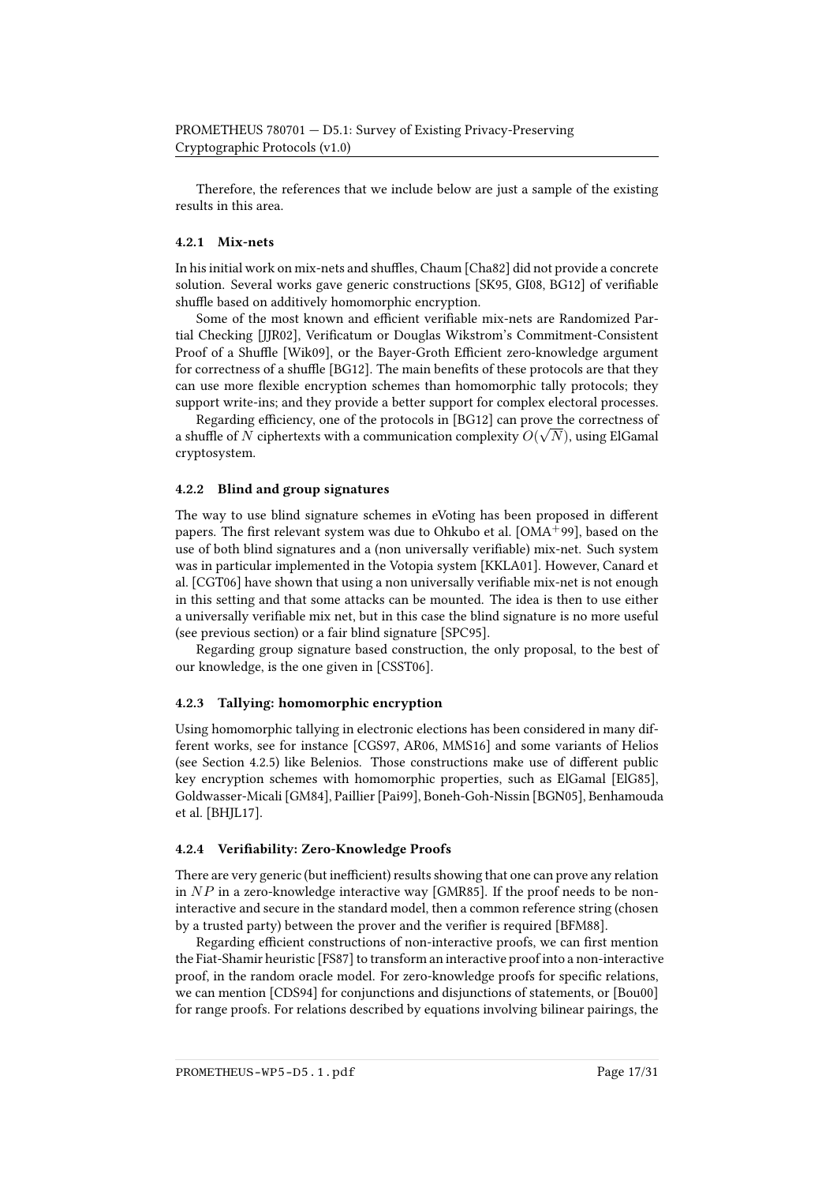Therefore, the references that we include below are just a sample of the existing results in this area.

### 4.2.1 Mix-nets

In his initial work on mix-nets and shuffles, Chaum [Cha82] did not provide a concrete solution. Several works gave generic constructions [SK95, GI08, BG12] of verifiable shuffle based on additively homomorphic encryption.

Some of the most known and efficient verifiable mix-nets are Randomized Partial Checking [JJR02], Verificatum or Douglas Wikstrom's Commitment-Consistent Proof of a Shuffle [Wik09], or the Bayer-Groth Efficient zero-knowledge argument for correctness of a shuffle [BG12]. The main benefits of these protocols are that they can use more flexible encryption schemes than homomorphic tally protocols; they support write-ins; and they provide a better support for complex electoral processes.

Regarding efficiency, one of the protocols in [BG12] can prove the correctness of a shuffle of $N$ ciphertexts with a communication complexity $O(\sqrt{N})$, using ElGamal cryptosystem.

### 4.2.2 Blind and group signatures

The way to use blind signature schemes in eVoting has been proposed in different papers. The first relevant system was due to Ohkubo et al. [OMA+99], based on the use of both blind signatures and a (non universally verifiable) mix-net. Such system was in particular implemented in the Votopia system [KKLA01]. However, Canard et al. [CGT06] have shown that using a non universally verifiable mix-net is not enough in this setting and that some attacks can be mounted. The idea is then to use either a universally verifiable mix net, but in this case the blind signature is no more useful (see previous section) or a fair blind signature [SPC95].

Regarding group signature based construction, the only proposal, to the best of our knowledge, is the one given in [CSST06].

### 4.2.3 Tallying: homomorphic encryption

Using homomorphic tallying in electronic elections has been considered in many different works, see for instance [CGS97, AR06, MMS16] and some variants of Helios (see Section 4.2.5) like Belenios. Those constructions make use of different public key encryption schemes with homomorphic properties, such as ElGamal [ElG85], Goldwasser-Micali [GM84], Paillier [Pai99], Boneh-Goh-Nissin [BGN05], Benhamouda et al. [BHJL17].

### 4.2.4 Verifiability: Zero-Knowledge Proofs

There are very generic (but inefficient) results showing that one can prove any relation in $NP$ in a zero-knowledge interactive way [GMR85]. If the proof needs to be non-interactive and secure in the standard model, then a common reference string (chosen by a trusted party) between the prover and the verifier is required [BFM88].

Regarding efficient constructions of non-interactive proofs, we can first mention the Fiat-Shamir heuristic [FS87] to transform an interactive proof into a non-interactive proof, in the random oracle model. For zero-knowledge proofs for specific relations, we can mention [CDS94] for conjunctions and disjunctions of statements, or [Bou00] for range proofs. For relations described by equations involving bilinear pairings, the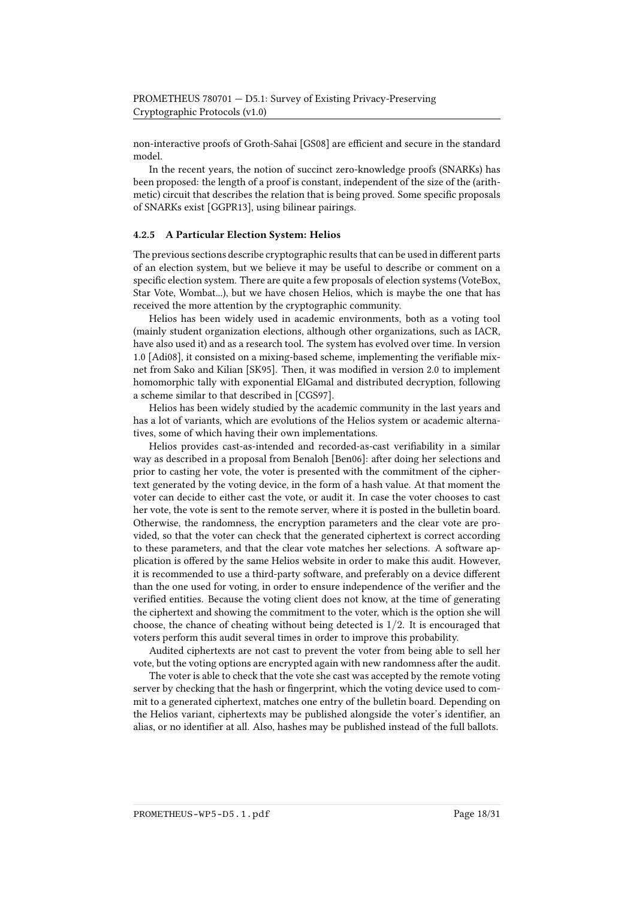non-interactive proofs of Groth-Sahai [GS08] are efficient and secure in the standard model.

In the recent years, the notion of succinct zero-knowledge proofs (SNARKs) has been proposed: the length of a proof is constant, independent of the size of the (arithmetic) circuit that describes the relation that is being proved. Some specific proposals of SNARKs exist [GGPR13], using bilinear pairings.

### 4.2.5 A Particular Election System: Helios

The previous sections describe cryptographic results that can be used in different parts of an election system, but we believe it may be useful to describe or comment on a specific election system. There are quite a few proposals of election systems (VoteBox, Star Vote, Wombat...), but we have chosen Helios, which is maybe the one that has received the more attention by the cryptographic community.

Helios has been widely used in academic environments, both as a voting tool (mainly student organization elections, although other organizations, such as IACR, have also used it) and as a research tool. The system has evolved over time. In version 1.0 [Adi08], it consisted on a mixing-based scheme, implementing the verifiable mix-net from Sako and Kilian [SK95]. Then, it was modified in version 2.0 to implement homomorphic tally with exponential ElGamal and distributed decryption, following a scheme similar to that described in [CGS97].

Helios has been widely studied by the academic community in the last years and has a lot of variants, which are evolutions of the Helios system or academic alternatives, some of which having their own implementations.

Helios provides cast-as-intended and recorded-as-cast verifiability in a similar way as described in a proposal from Benaloh [Ben06]: after doing her selections and prior to casting her vote, the voter is presented with the commitment of the ciphertext generated by the voting device, in the form of a hash value. At that moment the voter can decide to either cast the vote, or audit it. In case the voter chooses to cast her vote, the vote is sent to the remote server, where it is posted in the bulletin board. Otherwise, the randomness, the encryption parameters and the clear vote are provided, so that the voter can check that the generated ciphertext is correct according to these parameters, and that the clear vote matches her selections. A software application is offered by the same Helios website in order to make this audit. However, it is recommended to use a third-party software, and preferably on a device different than the one used for voting, in order to ensure independence of the verifier and the verified entities. Because the voting client does not know, at the time of generating the ciphertext and showing the commitment to the voter, which is the option she will choose, the chance of cheating without being detected is $1/2$. It is encouraged that voters perform this audit several times in order to improve this probability.

Audited ciphertexts are not cast to prevent the voter from being able to sell her vote, but the voting options are encrypted again with new randomness after the audit.

The voter is able to check that the vote she cast was accepted by the remote voting server by checking that the hash or fingerprint, which the voting device used to commit to a generated ciphertext, matches one entry of the bulletin board. Depending on the Helios variant, ciphertexts may be published alongside the voter's identifier, an alias, or no identifier at all. Also, hashes may be published instead of the full ballots.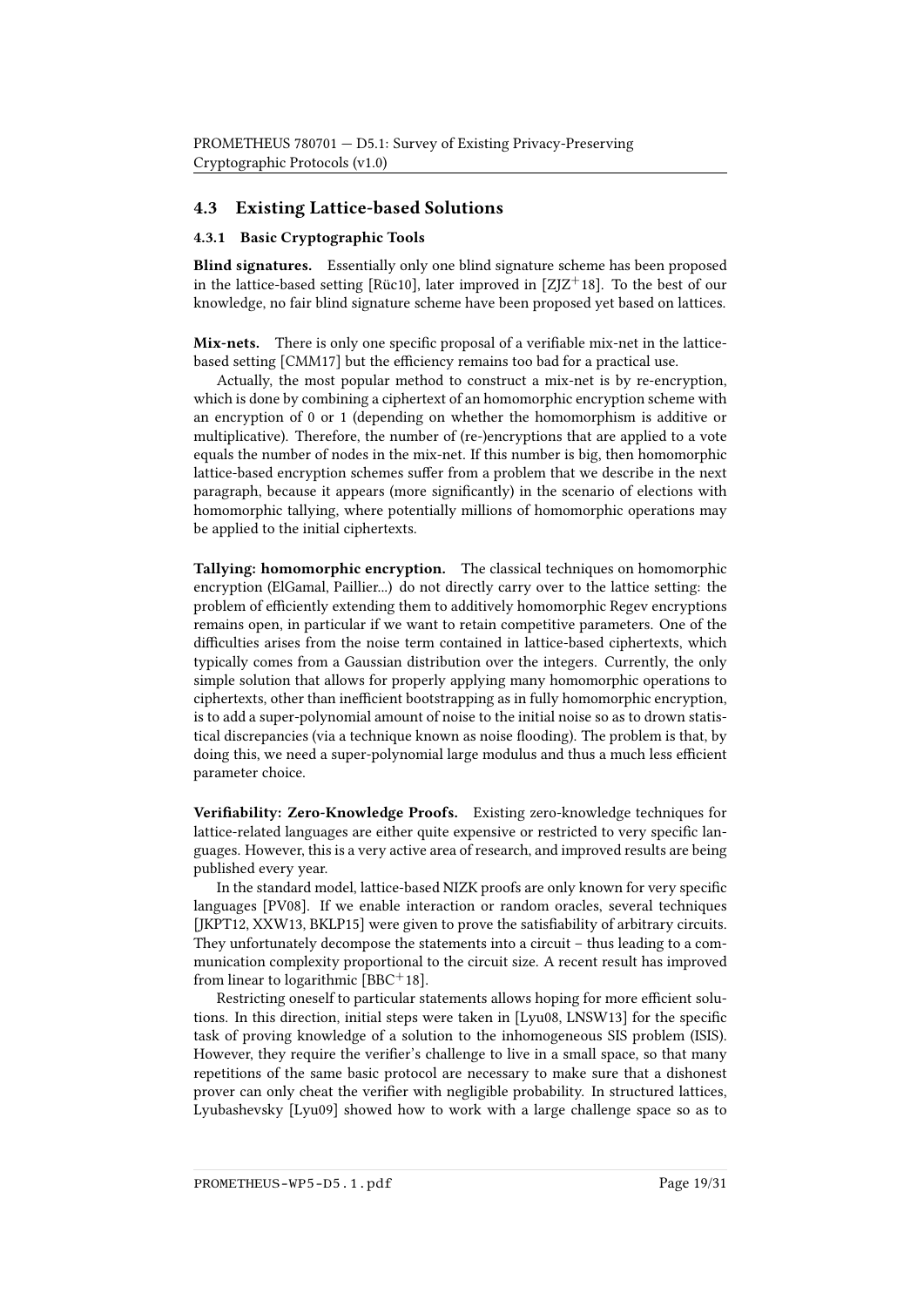## 4.3 Existing Lattice-based Solutions

### 4.3.1 Basic Cryptographic Tools

**Blind signatures.** Essentially only one blind signature scheme has been proposed in the lattice-based setting [Rüc10], later improved in [ZJZ+18]. To the best of our knowledge, no fair blind signature scheme have been proposed yet based on lattices.

**Mix-nets.** There is only one specific proposal of a verifiable mix-net in the lattice-based setting [CMM17] but the efficiency remains too bad for a practical use.

Actually, the most popular method to construct a mix-net is by re-encryption, which is done by combining a ciphertext of an homomorphic encryption scheme with an encryption of 0 or 1 (depending on whether the homomorphism is additive or multiplicative). Therefore, the number of (re-)encryptions that are applied to a vote equals the number of nodes in the mix-net. If this number is big, then homomorphic lattice-based encryption schemes suffer from a problem that we describe in the next paragraph, because it appears (more significantly) in the scenario of elections with homomorphic tallying, where potentially millions of homomorphic operations may be applied to the initial ciphertexts.

**Tallying: homomorphic encryption.** The classical techniques on homomorphic encryption (ElGamal, Paillier...) do not directly carry over to the lattice setting: the problem of efficiently extending them to additively homomorphic Regev encryptions remains open, in particular if we want to retain competitive parameters. One of the difficulties arises from the noise term contained in lattice-based ciphertexts, which typically comes from a Gaussian distribution over the integers. Currently, the only simple solution that allows for properly applying many homomorphic operations to ciphertexts, other than inefficient bootstrapping as in fully homomorphic encryption, is to add a super-polynomial amount of noise to the initial noise so as to drown statistical discrepancies (via a technique known as noise flooding). The problem is that, by doing this, we need a super-polynomial large modulus and thus a much less efficient parameter choice.

**Verifiability: Zero-Knowledge Proofs.** Existing zero-knowledge techniques for lattice-related languages are either quite expensive or restricted to very specific languages. However, this is a very active area of research, and improved results are being published every year.

In the standard model, lattice-based NIZK proofs are only known for very specific languages [PV08]. If we enable interaction or random oracles, several techniques [JKPT12, XXW13, BKLP15] were given to prove the satisfiability of arbitrary circuits. They unfortunately decompose the statements into a circuit – thus leading to a communication complexity proportional to the circuit size. A recent result has improved from linear to logarithmic [BBC+18].

Restricting oneself to particular statements allows hoping for more efficient solutions. In this direction, initial steps were taken in [Lyu08, LNSW13] for the specific task of proving knowledge of a solution to the inhomogeneous SIS problem (ISIS). However, they require the verifier's challenge to live in a small space, so that many repetitions of the same basic protocol are necessary to make sure that a dishonest prover can only cheat the verifier with negligible probability. In structured lattices, Lyubashevsky [Lyu09] showed how to work with a large challenge space so as to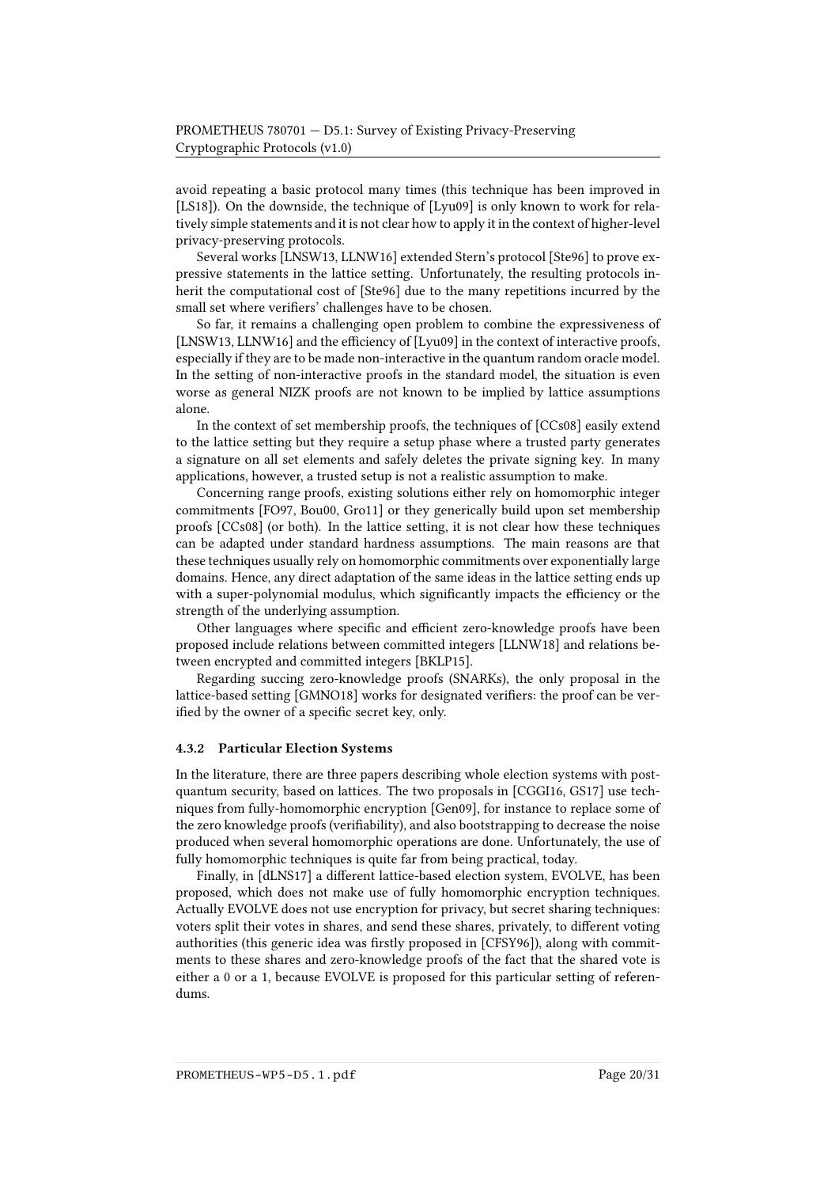avoid repeating a basic protocol many times (this technique has been improved in [LS18]). On the downside, the technique of [Lyu09] is only known to work for relatively simple statements and it is not clear how to apply it in the context of higher-level privacy-preserving protocols.

Several works [LNSW13, LLNW16] extended Stern's protocol [Ste96] to prove expressive statements in the lattice setting. Unfortunately, the resulting protocols inherit the computational cost of [Ste96] due to the many repetitions incurred by the small set where verifiers' challenges have to be chosen.

So far, it remains a challenging open problem to combine the expressiveness of [LNSW13, LLNW16] and the efficiency of [Lyu09] in the context of interactive proofs, especially if they are to be made non-interactive in the quantum random oracle model. In the setting of non-interactive proofs in the standard model, the situation is even worse as general NIZK proofs are not known to be implied by lattice assumptions alone.

In the context of set membership proofs, the techniques of [CCs08] easily extend to the lattice setting but they require a setup phase where a trusted party generates a signature on all set elements and safely deletes the private signing key. In many applications, however, a trusted setup is not a realistic assumption to make.

Concerning range proofs, existing solutions either rely on homomorphic integer commitments [FO97, Bou00, Gro11] or they generically build upon set membership proofs [CCs08] (or both). In the lattice setting, it is not clear how these techniques can be adapted under standard hardness assumptions. The main reasons are that these techniques usually rely on homomorphic commitments over exponentially large domains. Hence, any direct adaptation of the same ideas in the lattice setting ends up with a super-polynomial modulus, which significantly impacts the efficiency or the strength of the underlying assumption.

Other languages where specific and efficient zero-knowledge proofs have been proposed include relations between committed integers [LLNW18] and relations between encrypted and committed integers [BKLP15].

Regarding succing zero-knowledge proofs (SNARKs), the only proposal in the lattice-based setting [GMNO18] works for designated verifiers: the proof can be verified by the owner of a specific secret key, only.

### 4.3.2 Particular Election Systems

In the literature, there are three papers describing whole election systems with post-quantum security, based on lattices. The two proposals in [CGGI16, GS17] use techniques from fully-homomorphic encryption [Gen09], for instance to replace some of the zero knowledge proofs (verifiability), and also bootstrapping to decrease the noise produced when several homomorphic operations are done. Unfortunately, the use of fully homomorphic techniques is quite far from being practical, today.

Finally, in [dLNS17] a different lattice-based election system, EVOLVE, has been proposed, which does not make use of fully homomorphic encryption techniques. Actually EVOLVE does not use encryption for privacy, but secret sharing techniques: voters split their votes in shares, and send these shares, privately, to different voting authorities (this generic idea was firstly proposed in [CFSY96]), along with commitments to these shares and zero-knowledge proofs of the fact that the shared vote is either a 0 or a 1, because EVOLVE is proposed for this particular setting of referendums.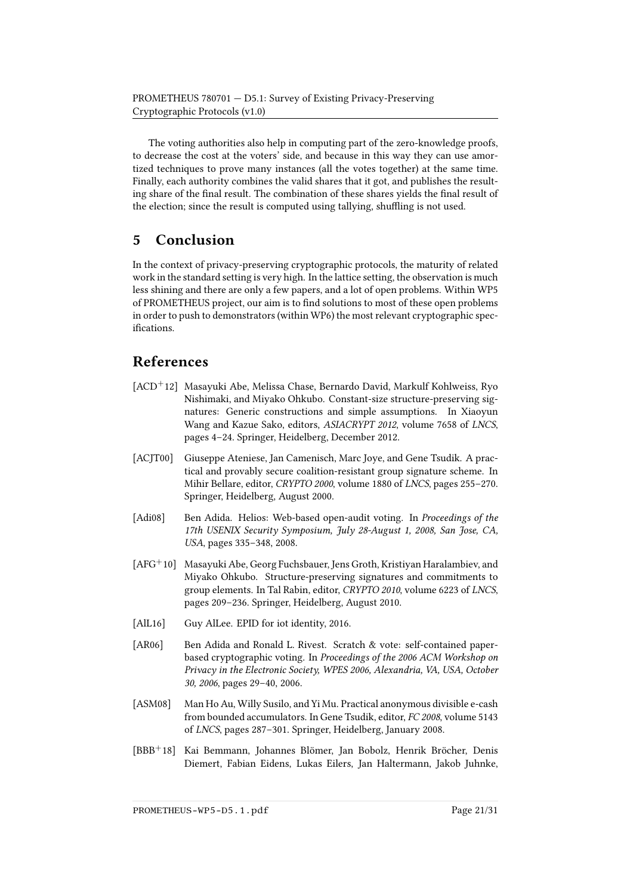The voting authorities also help in computing part of the zero-knowledge proofs, to decrease the cost at the voters' side, and because in this way they can use amortized techniques to prove many instances (all the votes together) at the same time. Finally, each authority combines the valid shares that it got, and publishes the resulting share of the final result. The combination of these shares yields the final result of the election; since the result is computed using tallying, shuffling is not used.

# 5 Conclusion

In the context of privacy-preserving cryptographic protocols, the maturity of related work in the standard setting is very high. In the lattice setting, the observation is much less shining and there are only a few papers, and a lot of open problems. Within WP5 of PROMETHEUS project, our aim is to find solutions to most of these open problems in order to push to demonstrators (within WP6) the most relevant cryptographic specifications.

# References

[ACD+12] Masayuki Abe, Melissa Chase, Bernardo David, Markulf Kohlweiss, Ryo Nishimaki, and Miyako Ohkubo. Constant-size structure-preserving signatures: Generic constructions and simple assumptions. In Xiaoyun Wang and Kazue Sako, editors, *ASIACRYPT 2012*, volume 7658 of *LNCS*, pages 4–24. Springer, Heidelberg, December 2012.

[ACJT00] Giuseppe Ateniese, Jan Camenisch, Marc Joye, and Gene Tsudik. A practical and provably secure coalition-resistant group signature scheme. In Mihir Bellare, editor, *CRYPTO 2000*, volume 1880 of *LNCS*, pages 255–270. Springer, Heidelberg, August 2000.

[Adi08] Ben Adida. Helios: Web-based open-audit voting. In *Proceedings of the 17th USENIX Security Symposium, July 28-August 1, 2008, San Jose, CA, USA*, pages 335–348, 2008.

[AFG+10] Masayuki Abe, Georg Fuchsbauer, Jens Groth, Kristiyan Haralambiev, and Miyako Ohkubo. Structure-preserving signatures and commitments to group elements. In Tal Rabin, editor, *CRYPTO 2010*, volume 6223 of *LNCS*, pages 209–236. Springer, Heidelberg, August 2010.

[AlL16] Guy AlLee. EPID for iot identity, 2016.

[AR06] Ben Adida and Ronald L. Rivest. Scratch & vote: self-contained paper-based cryptographic voting. In *Proceedings of the 2006 ACM Workshop on Privacy in the Electronic Society, WPES 2006, Alexandria, VA, USA, October 30, 2006*, pages 29–40, 2006.

[ASM08] Man Ho Au, Willy Susilo, and Yi Mu. Practical anonymous divisible e-cash from bounded accumulators. In Gene Tsudik, editor, *FC 2008*, volume 5143 of *LNCS*, pages 287–301. Springer, Heidelberg, January 2008.

[BBB+18] Kai Bemmann, Johannes Blömer, Jan Bobolz, Henrik Bröcher, Denis Diemert, Fabian Eidens, Lukas Eilers, Jan Haltermann, Jakob Juhnke,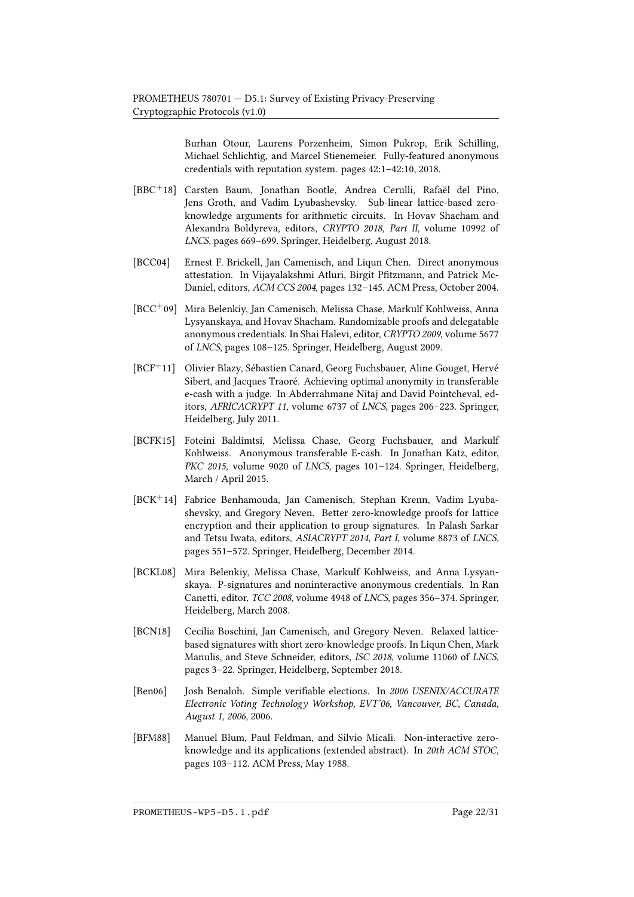Burhan Otour, Laurens Porzenheim, Simon Pukrop, Erik Schilling, Michael Schlichtig, and Marcel Stienemeier. Fully-featured anonymous credentials with reputation system. pages 42:1–42:10, 2018.

[BBC+18] Carsten Baum, Jonathan Bootle, Andrea Cerulli, Rafaël del Pino, Jens Groth, and Vadim Lyubashevsky. Sub-linear lattice-based zero-knowledge arguments for arithmetic circuits. In Hovav Shacham and Alexandra Boldyreva, editors, *CRYPTO 2018, Part II*, volume 10992 of *LNCS*, pages 669–699. Springer, Heidelberg, August 2018.

[BCC04] Ernest F. Brickell, Jan Camenisch, and Liqun Chen. Direct anonymous attestation. In Vijayalakshmi Atluri, Birgit Pfitzmann, and Patrick McDaniel, editors, *ACM CCS 2004*, pages 132–145. ACM Press, October 2004.

[BCC+09] Mira Belenkiy, Jan Camenisch, Melissa Chase, Markulf Kohlweiss, Anna Lysyanskaya, and Hovav Shacham. Randomizable proofs and delegatable anonymous credentials. In Shai Halevi, editor, *CRYPTO 2009*, volume 5677 of *LNCS*, pages 108–125. Springer, Heidelberg, August 2009.

[BCF+11] Olivier Blazy, Sébastien Canard, Georg Fuchsbauer, Aline Gouget, Hervé Sibert, and Jacques Traoré. Achieving optimal anonymity in transferable e-cash with a judge. In Abderrahmane Nitaj and David Pointcheval, editors, *AFRICACRYPT 11*, volume 6737 of *LNCS*, pages 206–223. Springer, Heidelberg, July 2011.

[BCFK15] Foteini Baldimtsi, Melissa Chase, Georg Fuchsbauer, and Markulf Kohlweiss. Anonymous transferable E-cash. In Jonathan Katz, editor, *PKC 2015*, volume 9020 of *LNCS*, pages 101–124. Springer, Heidelberg, March / April 2015.

[BCK+14] Fabrice Benhamouda, Jan Camenisch, Stephan Krenn, Vadim Lyubashevsky, and Gregory Neven. Better zero-knowledge proofs for lattice encryption and their application to group signatures. In Palash Sarkar and Tetsu Iwata, editors, *ASIACRYPT 2014, Part I*, volume 8873 of *LNCS*, pages 551–572. Springer, Heidelberg, December 2014.

[BCKL08] Mira Belenkiy, Melissa Chase, Markulf Kohlweiss, and Anna Lysyanskaya. P-signatures and noninteractive anonymous credentials. In Ran Canetti, editor, *TCC 2008*, volume 4948 of *LNCS*, pages 356–374. Springer, Heidelberg, March 2008.

[BCN18] Cecilia Boschini, Jan Camenisch, and Gregory Neven. Relaxed lattice-based signatures with short zero-knowledge proofs. In Liqun Chen, Mark Manulis, and Steve Schneider, editors, *ISC 2018*, volume 11060 of *LNCS*, pages 3–22. Springer, Heidelberg, September 2018.

[Ben06] Josh Benaloh. Simple verifiable elections. In *2006 USENIX/ACCURATE Electronic Voting Technology Workshop, EVT'06, Vancouver, BC, Canada, August 1, 2006*, 2006.

[BFM88] Manuel Blum, Paul Feldman, and Silvio Micali. Non-interactive zero-knowledge and its applications (extended abstract). In *20th ACM STOC*, pages 103–112. ACM Press, May 1988.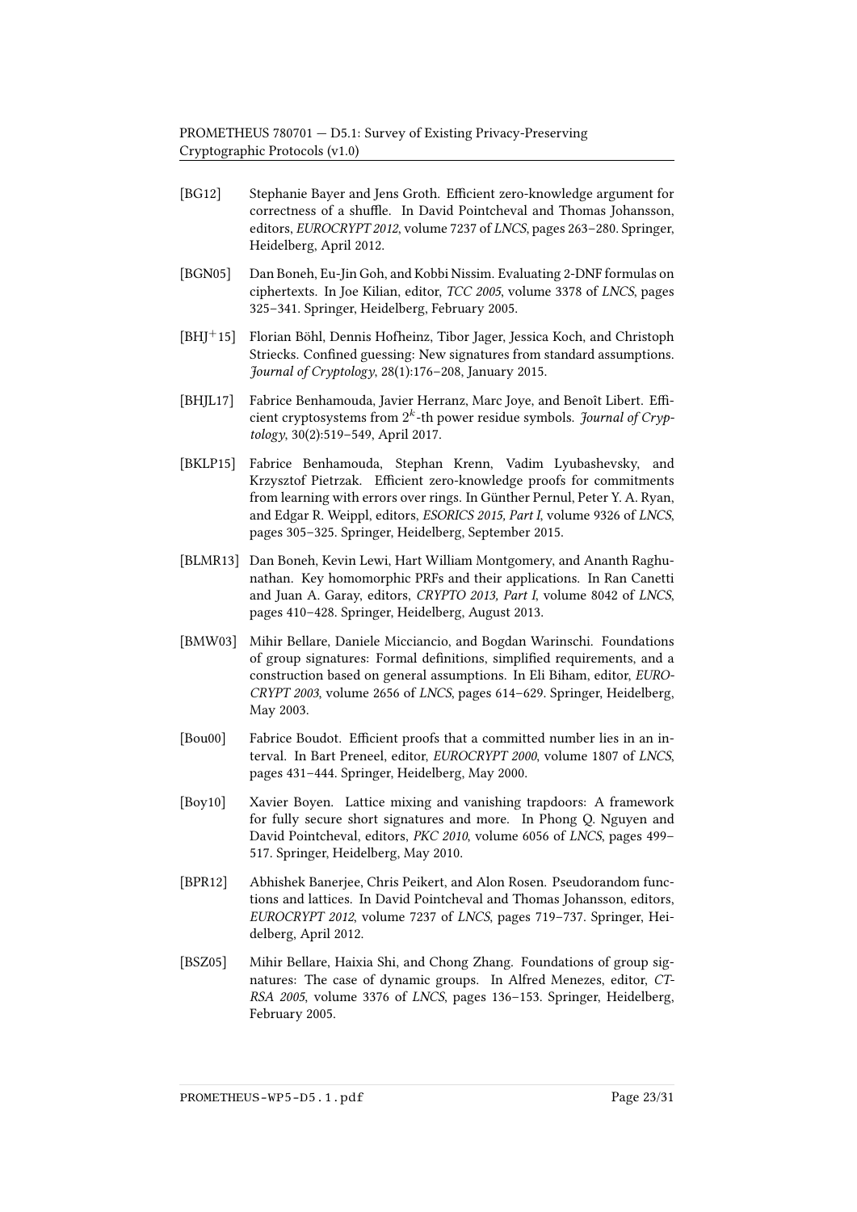[BG12] Stephanie Bayer and Jens Groth. Efficient zero-knowledge argument for correctness of a shuffle. In David Pointcheval and Thomas Johansson, editors, *EUROCRYPT 2012*, volume 7237 of *LNCS*, pages 263–280. Springer, Heidelberg, April 2012.

[BGN05] Dan Boneh, Eu-Jin Goh, and Kobbi Nissim. Evaluating 2-DNF formulas on ciphertexts. In Joe Kilian, editor, *TCC 2005*, volume 3378 of *LNCS*, pages 325–341. Springer, Heidelberg, February 2005.

[BHJ+15] Florian Böhl, Dennis Hofheinz, Tibor Jager, Jessica Koch, and Christoph Striecks. Confined guessing: New signatures from standard assumptions. *Journal of Cryptology*, 28(1):176–208, January 2015.

[BHJL17] Fabrice Benhamouda, Javier Herranz, Marc Joye, and Benoît Libert. Efficient cryptosystems from $2^k$-th power residue symbols. *Journal of Cryptology*, 30(2):519–549, April 2017.

[BKLP15] Fabrice Benhamouda, Stephan Krenn, Vadim Lyubashevsky, and Krzysztof Pietrzak. Efficient zero-knowledge proofs for commitments from learning with errors over rings. In Günther Pernul, Peter Y. A. Ryan, and Edgar R. Weippl, editors, *ESORICS 2015, Part I*, volume 9326 of *LNCS*, pages 305–325. Springer, Heidelberg, September 2015.

[BLMR13] Dan Boneh, Kevin Lewi, Hart William Montgomery, and Ananth Raghunathan. Key homomorphic PRFs and their applications. In Ran Canetti and Juan A. Garay, editors, *CRYPTO 2013, Part I*, volume 8042 of *LNCS*, pages 410–428. Springer, Heidelberg, August 2013.

[BMW03] Mihir Bellare, Daniele Micciancio, and Bogdan Warinschi. Foundations of group signatures: Formal definitions, simplified requirements, and a construction based on general assumptions. In Eli Biham, editor, *EUROCRYPT 2003*, volume 2656 of *LNCS*, pages 614–629. Springer, Heidelberg, May 2003.

[Bou00] Fabrice Boudot. Efficient proofs that a committed number lies in an interval. In Bart Preneel, editor, *EUROCRYPT 2000*, volume 1807 of *LNCS*, pages 431–444. Springer, Heidelberg, May 2000.

[Boy10] Xavier Boyen. Lattice mixing and vanishing trapdoors: A framework for fully secure short signatures and more. In Phong Q. Nguyen and David Pointcheval, editors, *PKC 2010*, volume 6056 of *LNCS*, pages 499–517. Springer, Heidelberg, May 2010.

[BPR12] Abhishek Banerjee, Chris Peikert, and Alon Rosen. Pseudorandom functions and lattices. In David Pointcheval and Thomas Johansson, editors, *EUROCRYPT 2012*, volume 7237 of *LNCS*, pages 719–737. Springer, Heidelberg, April 2012.

[BSZ05] Mihir Bellare, Haixia Shi, and Chong Zhang. Foundations of group signatures: The case of dynamic groups. In Alfred Menezes, editor, *CT-RSA 2005*, volume 3376 of *LNCS*, pages 136–153. Springer, Heidelberg, February 2005.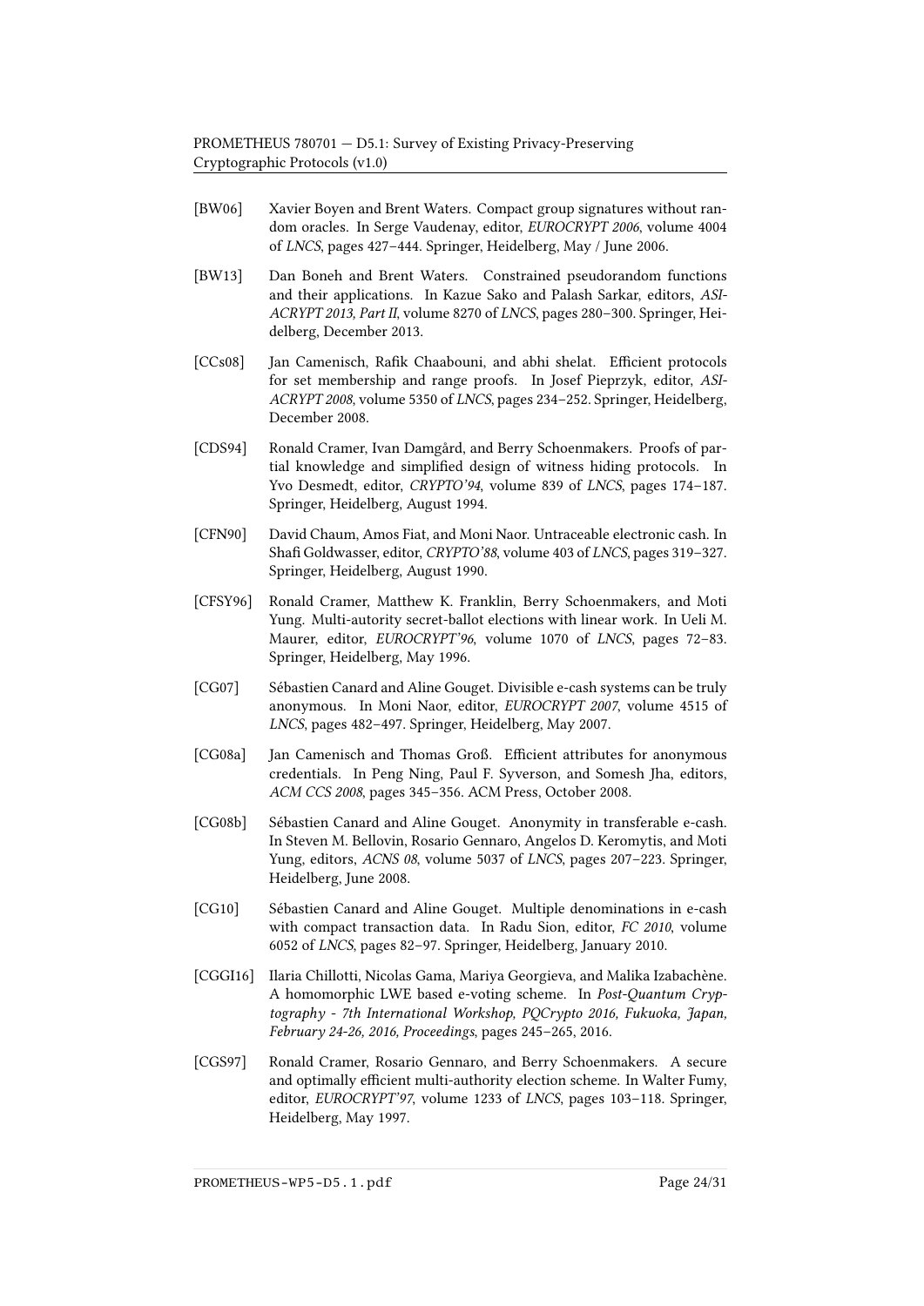[BW06] Xavier Boyen and Brent Waters. Compact group signatures without random oracles. In Serge Vaudenay, editor, *EUROCRYPT 2006*, volume 4004 of *LNCS*, pages 427–444. Springer, Heidelberg, May / June 2006.

[BW13] Dan Boneh and Brent Waters. Constrained pseudorandom functions and their applications. In Kazue Sako and Palash Sarkar, editors, *ASIACRYPT 2013, Part II*, volume 8270 of *LNCS*, pages 280–300. Springer, Heidelberg, December 2013.

[CCs08] Jan Camenisch, Rafik Chaabouni, and abhi shelat. Efficient protocols for set membership and range proofs. In Josef Pieprzyk, editor, *ASIACRYPT 2008*, volume 5350 of *LNCS*, pages 234–252. Springer, Heidelberg, December 2008.

[CDS94] Ronald Cramer, Ivan Damgård, and Berry Schoenmakers. Proofs of partial knowledge and simplified design of witness hiding protocols. In Yvo Desmedt, editor, *CRYPTO'94*, volume 839 of *LNCS*, pages 174–187. Springer, Heidelberg, August 1994.

[CFN90] David Chaum, Amos Fiat, and Moni Naor. Untraceable electronic cash. In Shafi Goldwasser, editor, *CRYPTO'88*, volume 403 of *LNCS*, pages 319–327. Springer, Heidelberg, August 1990.

[CFSY96] Ronald Cramer, Matthew K. Franklin, Berry Schoenmakers, and Moti Yung. Multi-autority secret-ballot elections with linear work. In Ueli M. Maurer, editor, *EUROCRYPT'96*, volume 1070 of *LNCS*, pages 72–83. Springer, Heidelberg, May 1996.

[CG07] Sébastien Canard and Aline Gouget. Divisible e-cash systems can be truly anonymous. In Moni Naor, editor, *EUROCRYPT 2007*, volume 4515 of *LNCS*, pages 482–497. Springer, Heidelberg, May 2007.

[CG08a] Jan Camenisch and Thomas Groß. Efficient attributes for anonymous credentials. In Peng Ning, Paul F. Syverson, and Somesh Jha, editors, *ACM CCS 2008*, pages 345–356. ACM Press, October 2008.

[CG08b] Sébastien Canard and Aline Gouget. Anonymity in transferable e-cash. In Steven M. Bellovin, Rosario Gennaro, Angelos D. Keromytis, and Moti Yung, editors, *ACNS 08*, volume 5037 of *LNCS*, pages 207–223. Springer, Heidelberg, June 2008.

[CG10] Sébastien Canard and Aline Gouget. Multiple denominations in e-cash with compact transaction data. In Radu Sion, editor, *FC 2010*, volume 6052 of *LNCS*, pages 82–97. Springer, Heidelberg, January 2010.

[CGGI16] Ilaria Chillotti, Nicolas Gama, Mariya Georgieva, and Malika Izabachène. A homomorphic LWE based e-voting scheme. In *Post-Quantum Cryptography - 7th International Workshop, PQCrypto 2016, Fukuoka, Japan, February 24-26, 2016, Proceedings*, pages 245–265, 2016.

[CGS97] Ronald Cramer, Rosario Gennaro, and Berry Schoenmakers. A secure and optimally efficient multi-authority election scheme. In Walter Fumy, editor, *EUROCRYPT'97*, volume 1233 of *LNCS*, pages 103–118. Springer, Heidelberg, May 1997.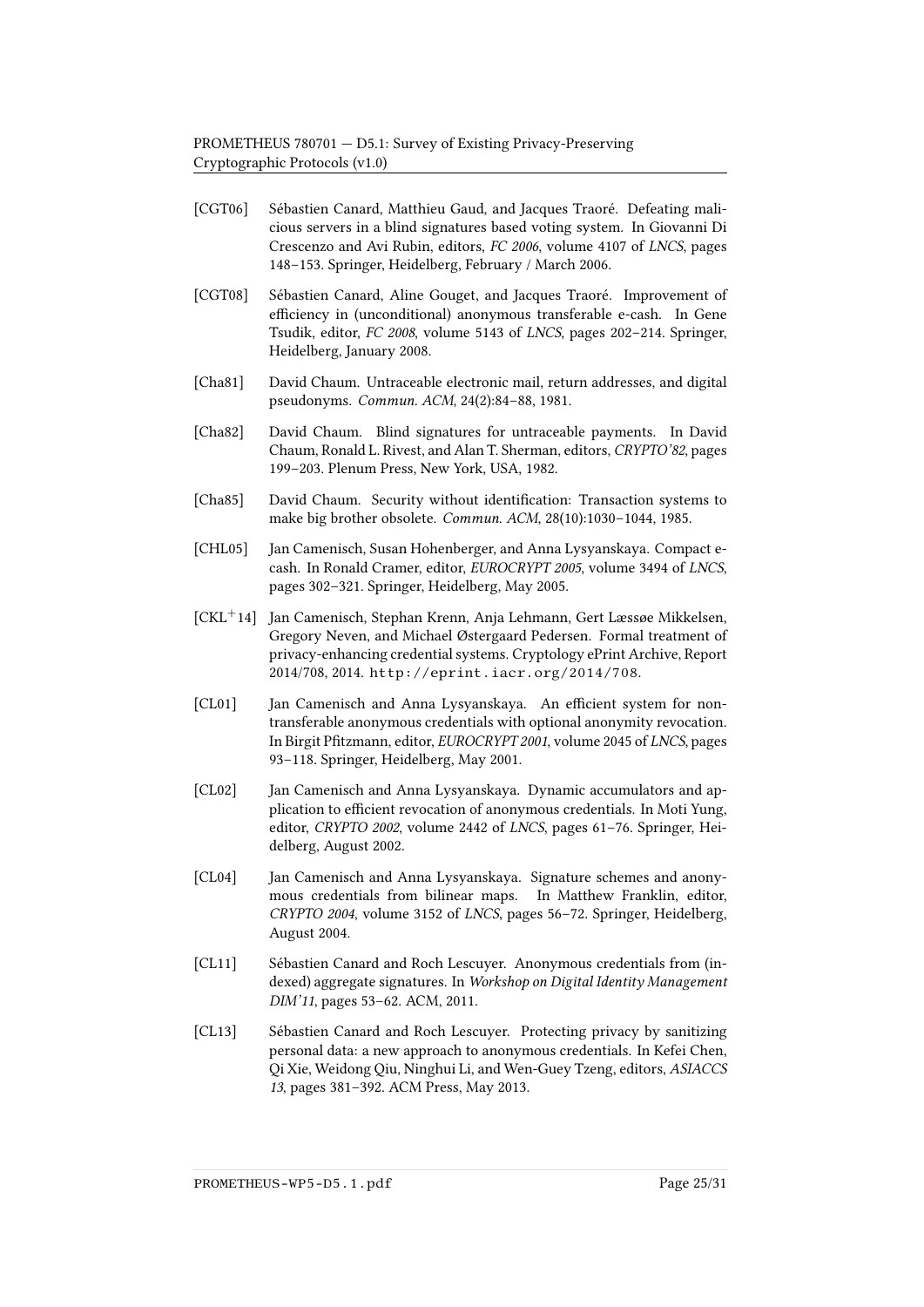[CGT06] Sébastien Canard, Matthieu Gaud, and Jacques Traoré. Defeating malicious servers in a blind signatures based voting system. In Giovanni Di Crescenzo and Avi Rubin, editors, *FC 2006*, volume 4107 of *LNCS*, pages 148–153. Springer, Heidelberg, February / March 2006.

[CGT08] Sébastien Canard, Aline Gouget, and Jacques Traoré. Improvement of efficiency in (unconditional) anonymous transferable e-cash. In Gene Tsudik, editor, *FC 2008*, volume 5143 of *LNCS*, pages 202–214. Springer, Heidelberg, January 2008.

[Cha81] David Chaum. Untraceable electronic mail, return addresses, and digital pseudonyms. *Commun. ACM*, 24(2):84–88, 1981.

[Cha82] David Chaum. Blind signatures for untraceable payments. In David Chaum, Ronald L. Rivest, and Alan T. Sherman, editors, *CRYPTO'82*, pages 199–203. Plenum Press, New York, USA, 1982.

[Cha85] David Chaum. Security without identification: Transaction systems to make big brother obsolete. *Commun. ACM*, 28(10):1030–1044, 1985.

[CHL05] Jan Camenisch, Susan Hohenberger, and Anna Lysyanskaya. Compact e-cash. In Ronald Cramer, editor, *EUROCRYPT 2005*, volume 3494 of *LNCS*, pages 302–321. Springer, Heidelberg, May 2005.

[CKL+14] Jan Camenisch, Stephan Krenn, Anja Lehmann, Gert Læssøe Mikkelsen, Gregory Neven, and Michael Østergaard Pedersen. Formal treatment of privacy-enhancing credential systems. Cryptology ePrint Archive, Report 2014/708, 2014. http://eprint.iacr.org/2014/708.

[CL01] Jan Camenisch and Anna Lysyanskaya. An efficient system for non-transferable anonymous credentials with optional anonymity revocation. In Birgit Pfitzmann, editor, *EUROCRYPT 2001*, volume 2045 of *LNCS*, pages 93–118. Springer, Heidelberg, May 2001.

[CL02] Jan Camenisch and Anna Lysyanskaya. Dynamic accumulators and application to efficient revocation of anonymous credentials. In Moti Yung, editor, *CRYPTO 2002*, volume 2442 of *LNCS*, pages 61–76. Springer, Heidelberg, August 2002.

[CL04] Jan Camenisch and Anna Lysyanskaya. Signature schemes and anonymous credentials from bilinear maps. In Matthew Franklin, editor, *CRYPTO 2004*, volume 3152 of *LNCS*, pages 56–72. Springer, Heidelberg, August 2004.

[CL11] Sébastien Canard and Roch Lescuyer. Anonymous credentials from (indexed) aggregate signatures. In *Workshop on Digital Identity Management DIM'11*, pages 53–62. ACM, 2011.

[CL13] Sébastien Canard and Roch Lescuyer. Protecting privacy by sanitizing personal data: a new approach to anonymous credentials. In Kefei Chen, Qi Xie, Weidong Qiu, Ninghui Li, and Wen-Guey Tzeng, editors, *ASIACCS 13*, pages 381–392. ACM Press, May 2013.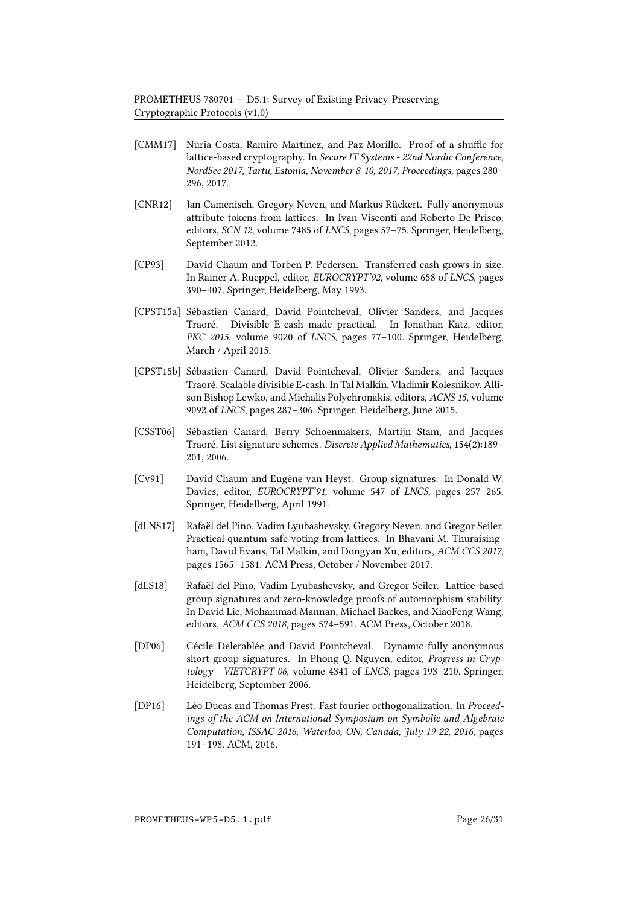[CMM17] Núria Costa, Ramiro Martínez, and Paz Morillo. Proof of a shuffle for lattice-based cryptography. In *Secure IT Systems - 22nd Nordic Conference, NordSec 2017, Tartu, Estonia, November 8-10, 2017, Proceedings*, pages 280–296, 2017.

[CNR12] Jan Camenisch, Gregory Neven, and Markus Rückert. Fully anonymous attribute tokens from lattices. In Ivan Visconti and Roberto De Prisco, editors, *SCN 12*, volume 7485 of *LNCS*, pages 57–75. Springer, Heidelberg, September 2012.

[CP93] David Chaum and Torben P. Pedersen. Transferred cash grows in size. In Rainer A. Rueppel, editor, *EUROCRYPT'92*, volume 658 of *LNCS*, pages 390–407. Springer, Heidelberg, May 1993.

[CPST15a] Sébastien Canard, David Pointcheval, Olivier Sanders, and Jacques Traoré. Divisible E-cash made practical. In Jonathan Katz, editor, *PKC 2015*, volume 9020 of *LNCS*, pages 77–100. Springer, Heidelberg, March / April 2015.

[CPST15b] Sébastien Canard, David Pointcheval, Olivier Sanders, and Jacques Traoré. Scalable divisible E-cash. In Tal Malkin, Vladimir Kolesnikov, Allison Bishop Lewko, and Michalis Polychronakis, editors, *ACNS 15*, volume 9092 of *LNCS*, pages 287–306. Springer, Heidelberg, June 2015.

[CSST06] Sébastien Canard, Berry Schoenmakers, Martijn Stam, and Jacques Traoré. List signature schemes. *Discrete Applied Mathematics*, 154(2):189–201, 2006.

[Cv91] David Chaum and Eugène van Heyst. Group signatures. In Donald W. Davies, editor, *EUROCRYPT'91*, volume 547 of *LNCS*, pages 257–265. Springer, Heidelberg, April 1991.

[dLNS17] Rafaël del Pino, Vadim Lyubashevsky, Gregory Neven, and Gregor Seiler. Practical quantum-safe voting from lattices. In Bhavani M. Thuraisingham, David Evans, Tal Malkin, and Dongyan Xu, editors, *ACM CCS 2017*, pages 1565–1581. ACM Press, October / November 2017.

[dLS18] Rafaël del Pino, Vadim Lyubashevsky, and Gregor Seiler. Lattice-based group signatures and zero-knowledge proofs of automorphism stability. In David Lie, Mohammad Mannan, Michael Backes, and XiaoFeng Wang, editors, *ACM CCS 2018*, pages 574–591. ACM Press, October 2018.

[DP06] Cécile Delerablée and David Pointcheval. Dynamic fully anonymous short group signatures. In Phong Q. Nguyen, editor, *Progress in Cryptology - VIETCRYPT 06*, volume 4341 of *LNCS*, pages 193–210. Springer, Heidelberg, September 2006.

[DP16] Léo Ducas and Thomas Prest. Fast fourier orthogonalization. In *Proceedings of the ACM on International Symposium on Symbolic and Algebraic Computation, ISSAC 2016, Waterloo, ON, Canada, July 19-22, 2016*, pages 191–198. ACM, 2016.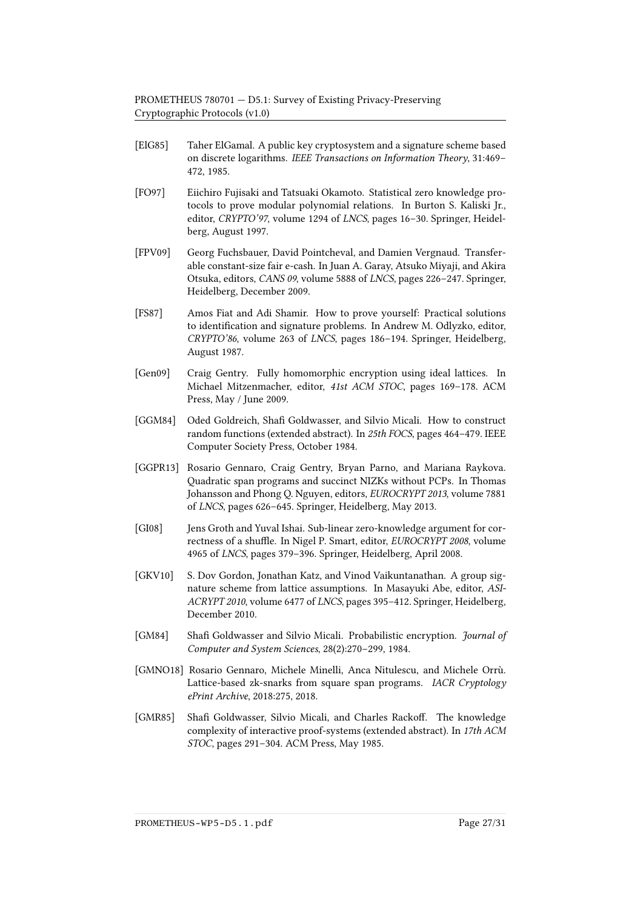[ElG85] Taher ElGamal. A public key cryptosystem and a signature scheme based on discrete logarithms. *IEEE Transactions on Information Theory*, 31:469–472, 1985.

[FO97] Eiichiro Fujisaki and Tatsuaki Okamoto. Statistical zero knowledge protocols to prove modular polynomial relations. In Burton S. Kaliski Jr., editor, *CRYPTO'97*, volume 1294 of *LNCS*, pages 16–30. Springer, Heidelberg, August 1997.

[FPV09] Georg Fuchsbauer, David Pointcheval, and Damien Vergnaud. Transferable constant-size fair e-cash. In Juan A. Garay, Atsuko Miyaji, and Akira Otsuka, editors, *CANS 09*, volume 5888 of *LNCS*, pages 226–247. Springer, Heidelberg, December 2009.

[FS87] Amos Fiat and Adi Shamir. How to prove yourself: Practical solutions to identification and signature problems. In Andrew M. Odlyzko, editor, *CRYPTO'86*, volume 263 of *LNCS*, pages 186–194. Springer, Heidelberg, August 1987.

[Gen09] Craig Gentry. Fully homomorphic encryption using ideal lattices. In Michael Mitzenmacher, editor, *41st ACM STOC*, pages 169–178. ACM Press, May / June 2009.

[GGM84] Oded Goldreich, Shafi Goldwasser, and Silvio Micali. How to construct random functions (extended abstract). In *25th FOCS*, pages 464–479. IEEE Computer Society Press, October 1984.

[GGPR13] Rosario Gennaro, Craig Gentry, Bryan Parno, and Mariana Raykova. Quadratic span programs and succinct NIZKs without PCPs. In Thomas Johansson and Phong Q. Nguyen, editors, *EUROCRYPT 2013*, volume 7881 of *LNCS*, pages 626–645. Springer, Heidelberg, May 2013.

[GI08] Jens Groth and Yuval Ishai. Sub-linear zero-knowledge argument for correctness of a shuffle. In Nigel P. Smart, editor, *EUROCRYPT 2008*, volume 4965 of *LNCS*, pages 379–396. Springer, Heidelberg, April 2008.

[GKV10] S. Dov Gordon, Jonathan Katz, and Vinod Vaikuntanathan. A group signature scheme from lattice assumptions. In Masayuki Abe, editor, *ASIACRYPT 2010*, volume 6477 of *LNCS*, pages 395–412. Springer, Heidelberg, December 2010.

[GM84] Shafi Goldwasser and Silvio Micali. Probabilistic encryption. *Journal of Computer and System Sciences*, 28(2):270–299, 1984.

[GMNO18] Rosario Gennaro, Michele Minelli, Anca Nitulescu, and Michele Orrù. Lattice-based zk-snarks from square span programs. *IACR Cryptology ePrint Archive*, 2018:275, 2018.

[GMR85] Shafi Goldwasser, Silvio Micali, and Charles Rackoff. The knowledge complexity of interactive proof-systems (extended abstract). In *17th ACM STOC*, pages 291–304. ACM Press, May 1985.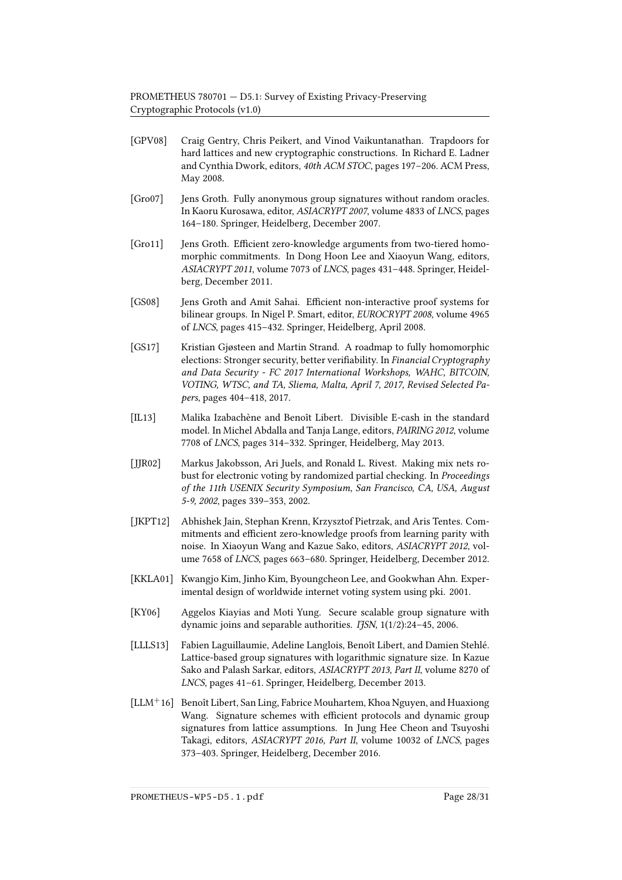[GPV08] Craig Gentry, Chris Peikert, and Vinod Vaikuntanathan. Trapdoors for hard lattices and new cryptographic constructions. In Richard E. Ladner and Cynthia Dwork, editors, *40th ACM STOC*, pages 197–206. ACM Press, May 2008.

[Gro07] Jens Groth. Fully anonymous group signatures without random oracles. In Kaoru Kurosawa, editor, *ASIACRYPT 2007*, volume 4833 of *LNCS*, pages 164–180. Springer, Heidelberg, December 2007.

[Gro11] Jens Groth. Efficient zero-knowledge arguments from two-tiered homomorphic commitments. In Dong Hoon Lee and Xiaoyun Wang, editors, *ASIACRYPT 2011*, volume 7073 of *LNCS*, pages 431–448. Springer, Heidelberg, December 2011.

[GS08] Jens Groth and Amit Sahai. Efficient non-interactive proof systems for bilinear groups. In Nigel P. Smart, editor, *EUROCRYPT 2008*, volume 4965 of *LNCS*, pages 415–432. Springer, Heidelberg, April 2008.

[GS17] Kristian Gjøsteen and Martin Strand. A roadmap to fully homomorphic elections: Stronger security, better verifiability. In *Financial Cryptography and Data Security - FC 2017 International Workshops, WAHC, BITCOIN, VOTING, WTSC, and TA, Sliema, Malta, April 7, 2017, Revised Selected Papers*, pages 404–418, 2017.

[IL13] Malika Izabachène and Benoît Libert. Divisible E-cash in the standard model. In Michel Abdalla and Tanja Lange, editors, *PAIRING 2012*, volume 7708 of *LNCS*, pages 314–332. Springer, Heidelberg, May 2013.

[JJR02] Markus Jakobsson, Ari Juels, and Ronald L. Rivest. Making mix nets robust for electronic voting by randomized partial checking. In *Proceedings of the 11th USENIX Security Symposium, San Francisco, CA, USA, August 5-9, 2002*, pages 339–353, 2002.

[JKPT12] Abhishek Jain, Stephan Krenn, Krzysztof Pietrzak, and Aris Tentes. Commitments and efficient zero-knowledge proofs from learning parity with noise. In Xiaoyun Wang and Kazue Sako, editors, *ASIACRYPT 2012*, volume 7658 of *LNCS*, pages 663–680. Springer, Heidelberg, December 2012.

[KKLA01] Kwangjo Kim, Jinho Kim, Byoungcheon Lee, and Gookwhan Ahn. Experimental design of worldwide internet voting system using pki. 2001.

[KY06] Aggelos Kiayias and Moti Yung. Secure scalable group signature with dynamic joins and separable authorities. *IJSN*, 1(1/2):24–45, 2006.

[LLLS13] Fabien Laguillaumie, Adeline Langlois, Benoît Libert, and Damien Stehlé. Lattice-based group signatures with logarithmic signature size. In Kazue Sako and Palash Sarkar, editors, *ASIACRYPT 2013, Part II*, volume 8270 of *LNCS*, pages 41–61. Springer, Heidelberg, December 2013.

[LLM+16] Benoît Libert, San Ling, Fabrice Mouhartem, Khoa Nguyen, and Huaxiong Wang. Signature schemes with efficient protocols and dynamic group signatures from lattice assumptions. In Jung Hee Cheon and Tsuyoshi Takagi, editors, *ASIACRYPT 2016, Part II*, volume 10032 of *LNCS*, pages 373–403. Springer, Heidelberg, December 2016.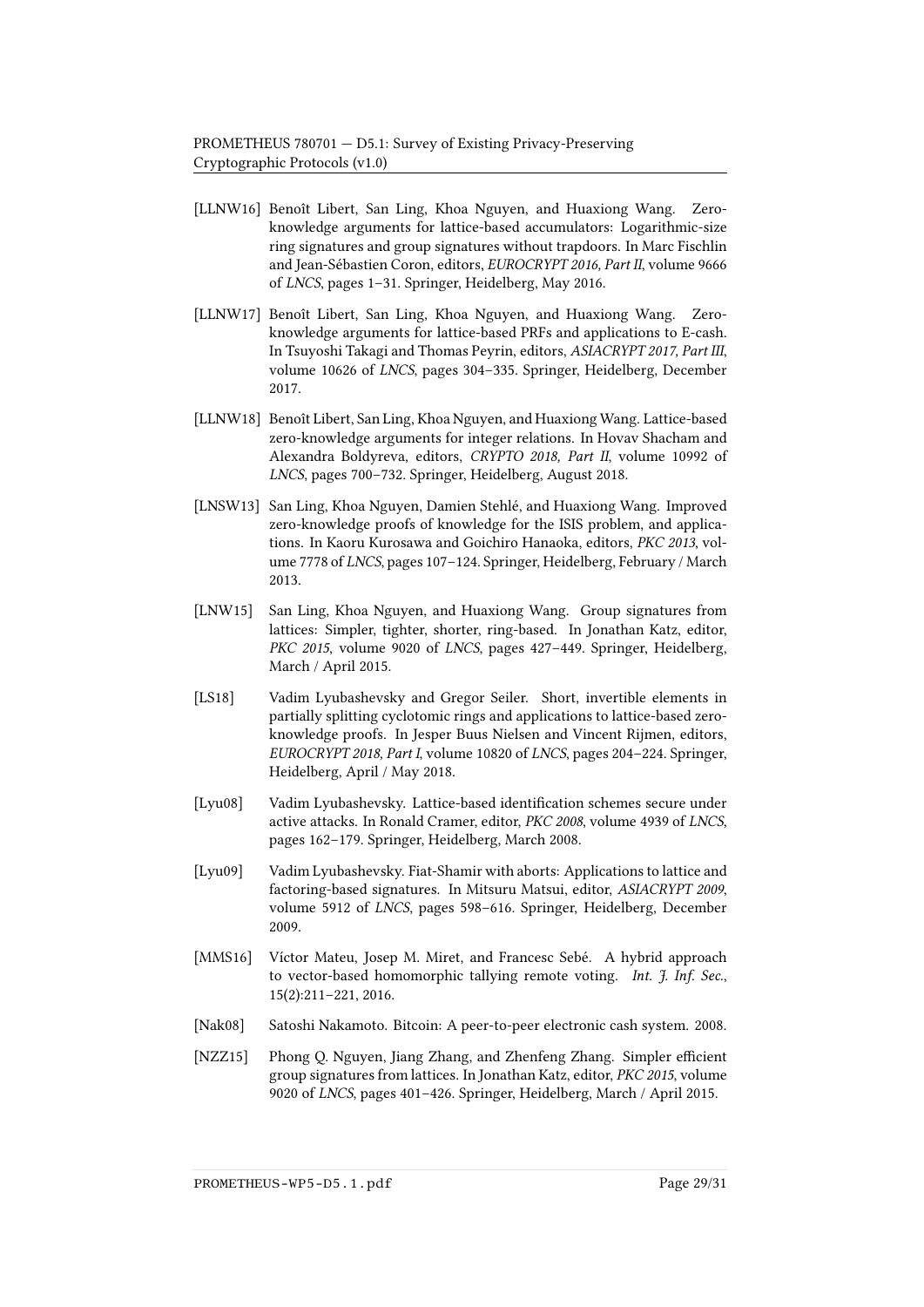[LLNW16] Benoît Libert, San Ling, Khoa Nguyen, and Huaxiong Wang. Zero-knowledge arguments for lattice-based accumulators: Logarithmic-size ring signatures and group signatures without trapdoors. In Marc Fischlin and Jean-Sébastien Coron, editors, *EUROCRYPT 2016, Part II*, volume 9666 of *LNCS*, pages 1–31. Springer, Heidelberg, May 2016.

[LLNW17] Benoît Libert, San Ling, Khoa Nguyen, and Huaxiong Wang. Zero-knowledge arguments for lattice-based PRFs and applications to E-cash. In Tsuyoshi Takagi and Thomas Peyrin, editors, *ASIACRYPT 2017, Part III*, volume 10626 of *LNCS*, pages 304–335. Springer, Heidelberg, December 2017.

[LLNW18] Benoît Libert, San Ling, Khoa Nguyen, and Huaxiong Wang. Lattice-based zero-knowledge arguments for integer relations. In Hovav Shacham and Alexandra Boldyreva, editors, *CRYPTO 2018, Part II*, volume 10992 of *LNCS*, pages 700–732. Springer, Heidelberg, August 2018.

[LNSW13] San Ling, Khoa Nguyen, Damien Stehlé, and Huaxiong Wang. Improved zero-knowledge proofs of knowledge for the ISIS problem, and applications. In Kaoru Kurosawa and Goichiro Hanaoka, editors, *PKC 2013*, volume 7778 of *LNCS*, pages 107–124. Springer, Heidelberg, February / March 2013.

[LNW15] San Ling, Khoa Nguyen, and Huaxiong Wang. Group signatures from lattices: Simpler, tighter, shorter, ring-based. In Jonathan Katz, editor, *PKC 2015*, volume 9020 of *LNCS*, pages 427–449. Springer, Heidelberg, March / April 2015.

[LS18] Vadim Lyubashevsky and Gregor Seiler. Short, invertible elements in partially splitting cyclotomic rings and applications to lattice-based zero-knowledge proofs. In Jesper Buus Nielsen and Vincent Rijmen, editors, *EUROCRYPT 2018, Part I*, volume 10820 of *LNCS*, pages 204–224. Springer, Heidelberg, April / May 2018.

[Lyu08] Vadim Lyubashevsky. Lattice-based identification schemes secure under active attacks. In Ronald Cramer, editor, *PKC 2008*, volume 4939 of *LNCS*, pages 162–179. Springer, Heidelberg, March 2008.

[Lyu09] Vadim Lyubashevsky. Fiat-Shamir with aborts: Applications to lattice and factoring-based signatures. In Mitsuru Matsui, editor, *ASIACRYPT 2009*, volume 5912 of *LNCS*, pages 598–616. Springer, Heidelberg, December 2009.

[MMS16] Víctor Mateu, Josep M. Miret, and Francesc Sebé. A hybrid approach to vector-based homomorphic tallying remote voting. *Int. J. Inf. Sec.*, 15(2):211–221, 2016.

[Nak08] Satoshi Nakamoto. Bitcoin: A peer-to-peer electronic cash system. 2008.

[NZZ15] Phong Q. Nguyen, Jiang Zhang, and Zhenfeng Zhang. Simpler efficient group signatures from lattices. In Jonathan Katz, editor, *PKC 2015*, volume 9020 of *LNCS*, pages 401–426. Springer, Heidelberg, March / April 2015.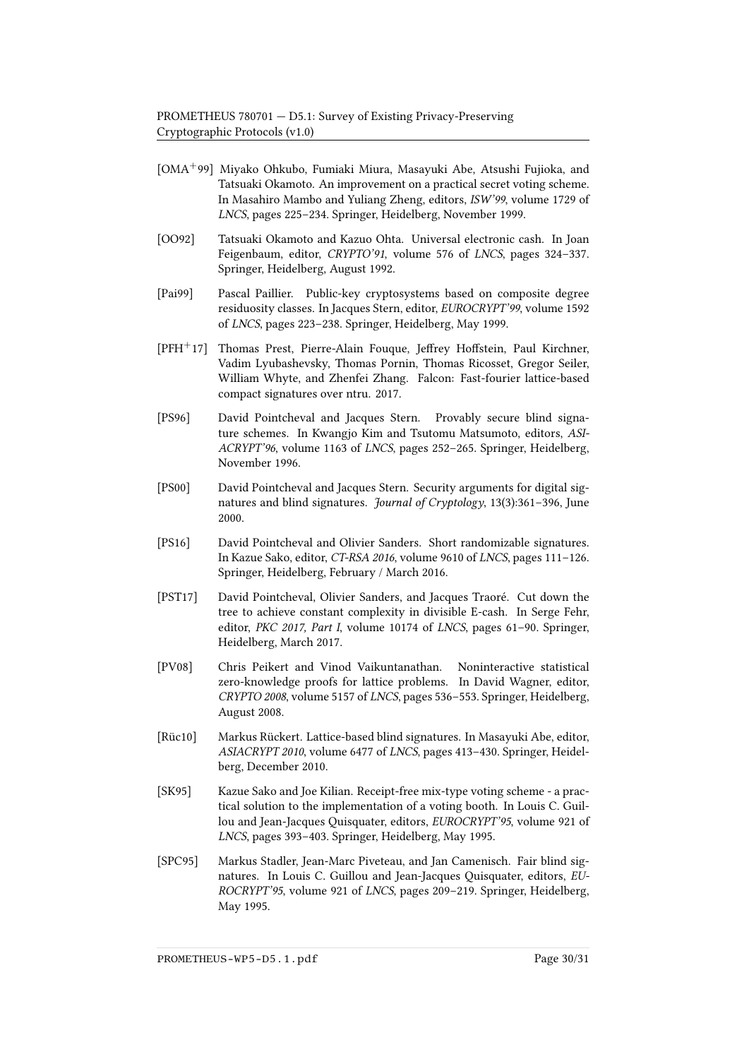[OMA+99] Miyako Ohkubo, Fumiaki Miura, Masayuki Abe, Atsushi Fujioka, and Tatsuaki Okamoto. An improvement on a practical secret voting scheme. In Masahiro Mambo and Yuliang Zheng, editors, *ISW'99*, volume 1729 of *LNCS*, pages 225–234. Springer, Heidelberg, November 1999.

[OO92] Tatsuaki Okamoto and Kazuo Ohta. Universal electronic cash. In Joan Feigenbaum, editor, *CRYPTO'91*, volume 576 of *LNCS*, pages 324–337. Springer, Heidelberg, August 1992.

[Pai99] Pascal Paillier. Public-key cryptosystems based on composite degree residuosity classes. In Jacques Stern, editor, *EUROCRYPT'99*, volume 1592 of *LNCS*, pages 223–238. Springer, Heidelberg, May 1999.

[PFH+17] Thomas Prest, Pierre-Alain Fouque, Jeffrey Hoffstein, Paul Kirchner, Vadim Lyubashevsky, Thomas Pornin, Thomas Ricosset, Gregor Seiler, William Whyte, and Zhenfei Zhang. Falcon: Fast-fourier lattice-based compact signatures over ntru. 2017.

[PS96] David Pointcheval and Jacques Stern. Provably secure blind signature schemes. In Kwangjo Kim and Tsutomu Matsumoto, editors, *ASIACRYPT'96*, volume 1163 of *LNCS*, pages 252–265. Springer, Heidelberg, November 1996.

[PS00] David Pointcheval and Jacques Stern. Security arguments for digital signatures and blind signatures. *Journal of Cryptology*, 13(3):361–396, June 2000.

[PS16] David Pointcheval and Olivier Sanders. Short randomizable signatures. In Kazue Sako, editor, *CT-RSA 2016*, volume 9610 of *LNCS*, pages 111–126. Springer, Heidelberg, February / March 2016.

[PST17] David Pointcheval, Olivier Sanders, and Jacques Traoré. Cut down the tree to achieve constant complexity in divisible E-cash. In Serge Fehr, editor, *PKC 2017, Part I*, volume 10174 of *LNCS*, pages 61–90. Springer, Heidelberg, March 2017.

[PV08] Chris Peikert and Vinod Vaikuntanathan. Noninteractive statistical zero-knowledge proofs for lattice problems. In David Wagner, editor, *CRYPTO 2008*, volume 5157 of *LNCS*, pages 536–553. Springer, Heidelberg, August 2008.

[Rüc10] Markus Rückert. Lattice-based blind signatures. In Masayuki Abe, editor, *ASIACRYPT 2010*, volume 6477 of *LNCS*, pages 413–430. Springer, Heidelberg, December 2010.

[SK95] Kazue Sako and Joe Kilian. Receipt-free mix-type voting scheme - a practical solution to the implementation of a voting booth. In Louis C. Guillou and Jean-Jacques Quisquater, editors, *EUROCRYPT'95*, volume 921 of *LNCS*, pages 393–403. Springer, Heidelberg, May 1995.

[SPC95] Markus Stadler, Jean-Marc Piveteau, and Jan Camenisch. Fair blind signatures. In Louis C. Guillou and Jean-Jacques Quisquater, editors, *EUROCRYPT'95*, volume 921 of *LNCS*, pages 209–219. Springer, Heidelberg, May 1995.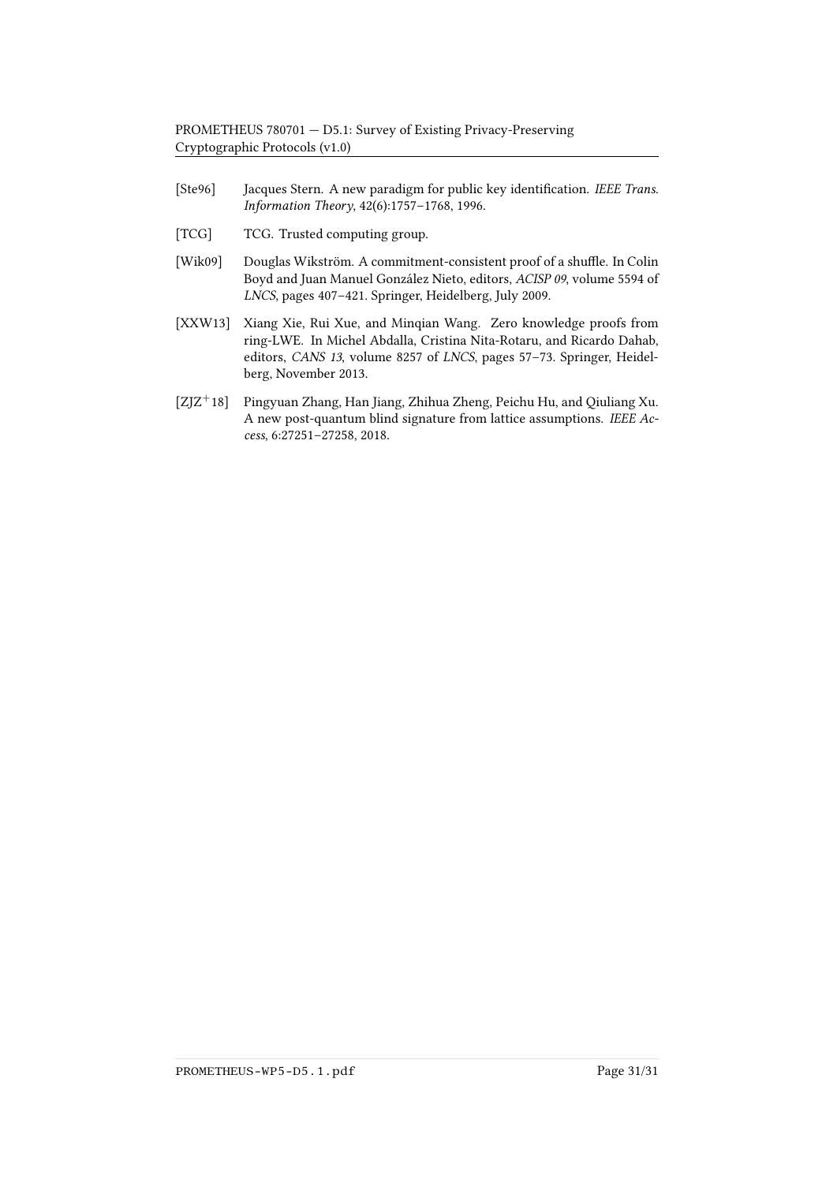[Ste96] Jacques Stern. A new paradigm for public key identification. *IEEE Trans. Information Theory*, 42(6):1757–1768, 1996.

[TCG] TCG. Trusted computing group.

[Wik09] Douglas Wikström. A commitment-consistent proof of a shuffle. In Colin Boyd and Juan Manuel González Nieto, editors, *ACISP 09*, volume 5594 of *LNCS*, pages 407–421. Springer, Heidelberg, July 2009.

[XXW13] Xiang Xie, Rui Xue, and Minqian Wang. Zero knowledge proofs from ring-LWE. In Michel Abdalla, Cristina Nita-Rotaru, and Ricardo Dahab, editors, *CANS 13*, volume 8257 of *LNCS*, pages 57–73. Springer, Heidelberg, November 2013.

[ZJZ+18] Pingyuan Zhang, Han Jiang, Zhihua Zheng, Peichu Hu, and Qiuliang Xu. A new post-quantum blind signature from lattice assumptions. *IEEE Access*, 6:27251–27258, 2018.